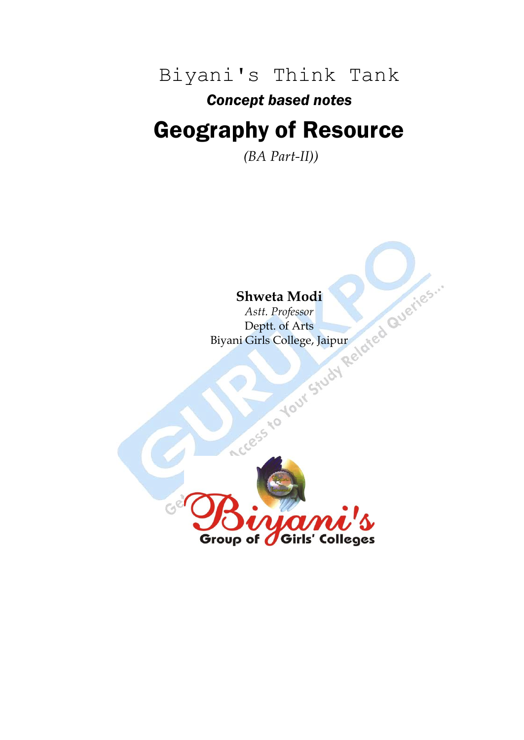Biyani's Think Tank

***Concept based notes***

# Geography of Resource

*(BA Part-II))*

**Shweta Modi**

*Astt. Professor*

Deptt. of Arts

Biyani Girls College, Jaipur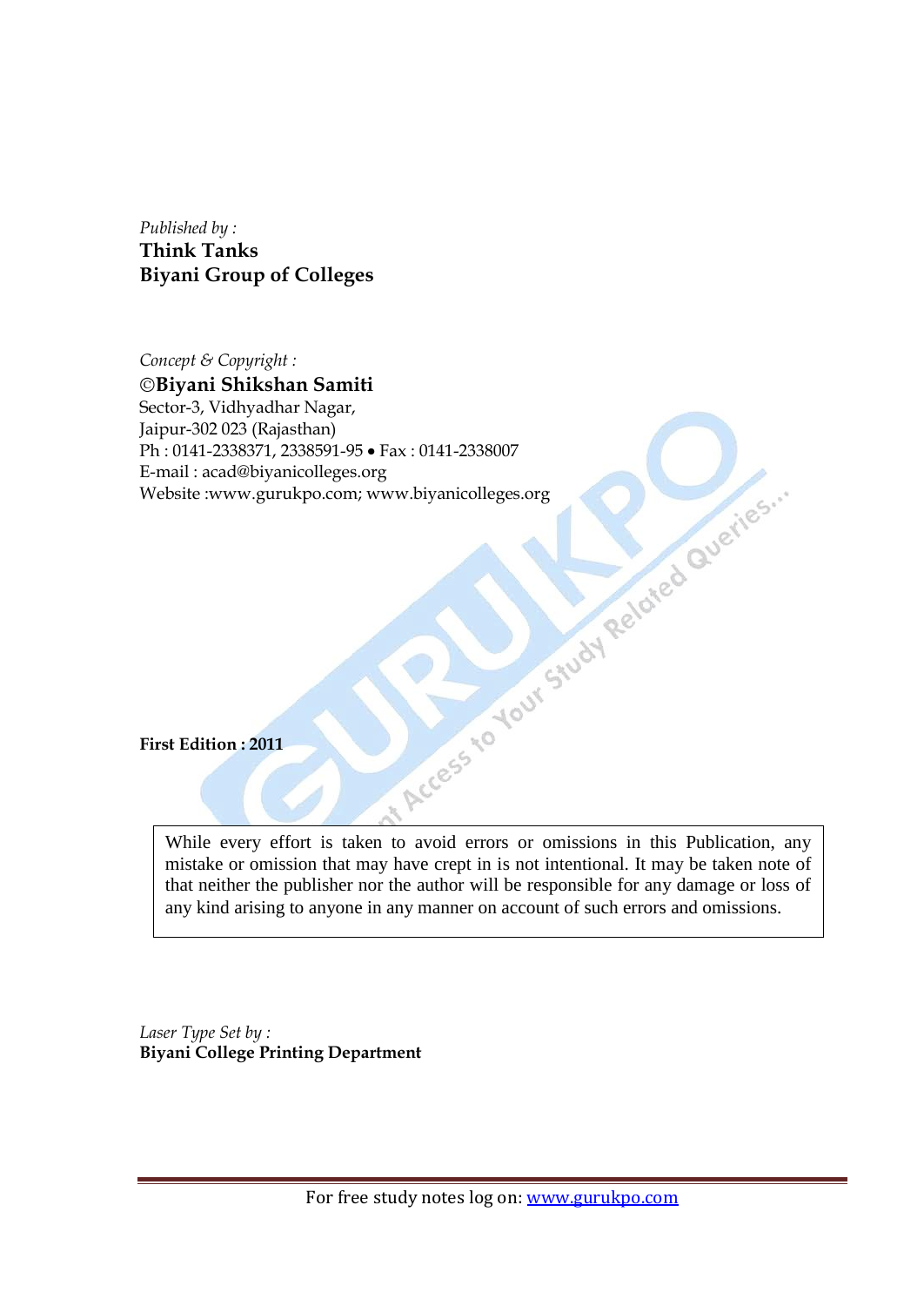*Published by :*
**Think Tanks**
**Biyani Group of Colleges**

*Concept & Copyright :*
**©Biyani Shikshan Samiti**
Sector-3, Vidhyadhar Nagar,
Jaipur-302 023 (Rajasthan)
Ph : 0141-2338371, 2338591-95 • Fax : 0141-2338007
E-mail : acad@biyanicolleges.org
Website :www.gurukpo.com; www.biyanicolleges.org

**First Edition : 2011**

While every effort is taken to avoid errors or omissions in this Publication, any mistake or omission that may have crept in is not intentional. It may be taken note of that neither the publisher nor the author will be responsible for any damage or loss of any kind arising to anyone in any manner on account of such errors and omissions.

*Laser Type Set by :*
**Biyani College Printing Department**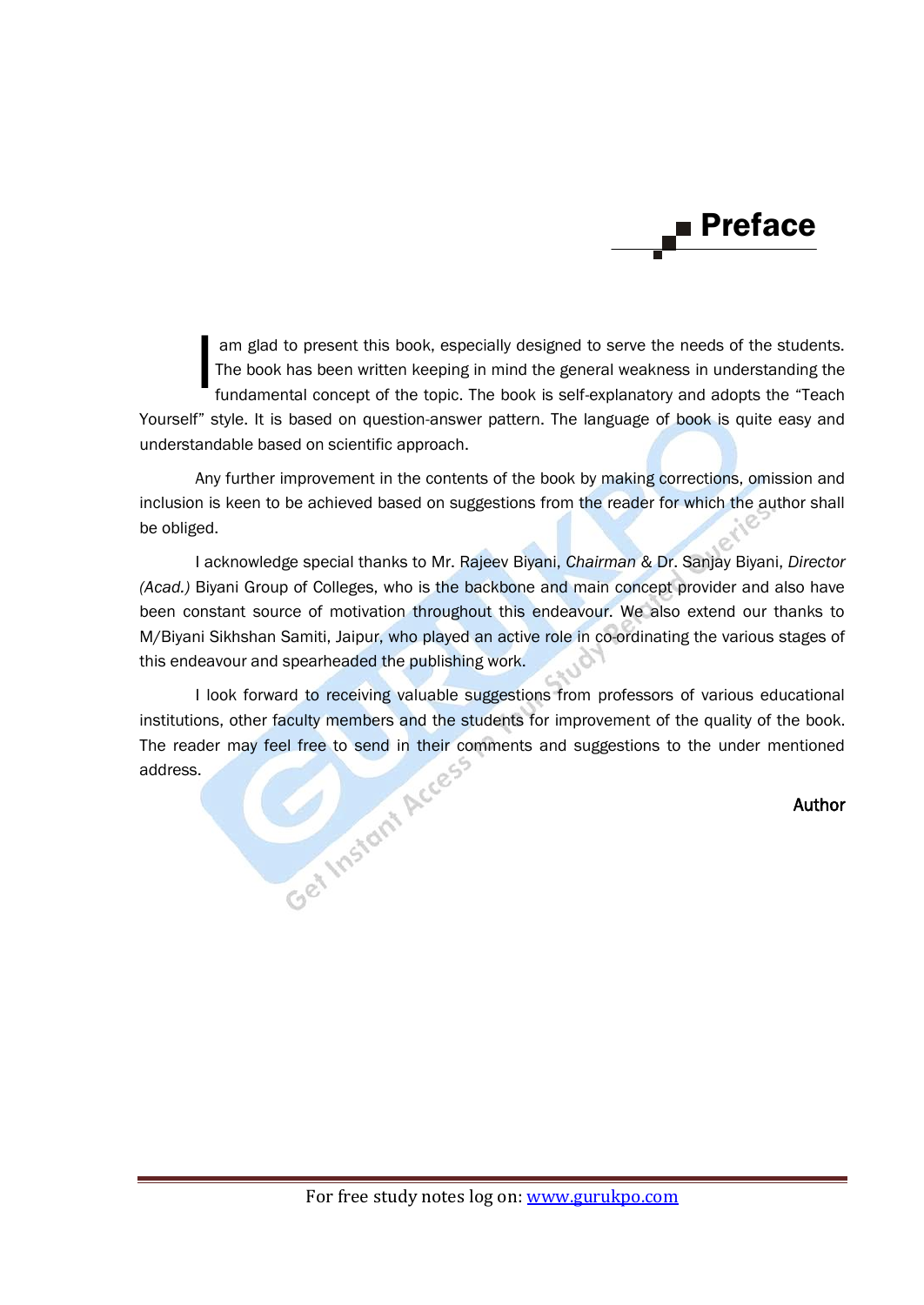# Preface

I am glad to present this book, especially designed to serve the needs of the students. The book has been written keeping in mind the general weakness in understanding the fundamental concept of the topic. The book is self-explanatory and adopts the "Teach Yourself" style. It is based on question-answer pattern. The language of book is quite easy and understandable based on scientific approach.

Any further improvement in the contents of the book by making corrections, omission and inclusion is keen to be achieved based on suggestions from the reader for which the author shall be obliged.

I acknowledge special thanks to Mr. Rajeev Biyani, *Chairman* & Dr. Sanjay Biyani, *Director (Acad.)* Biyani Group of Colleges, who is the backbone and main concept provider and also have been constant source of motivation throughout this endeavour. We also extend our thanks to M/Biyani Sikhshan Samiti, Jaipur, who played an active role in co-ordinating the various stages of this endeavour and spearheaded the publishing work.

I look forward to receiving valuable suggestions from professors of various educational institutions, other faculty members and the students for improvement of the quality of the book. The reader may feel free to send in their comments and suggestions to the under mentioned address.

Author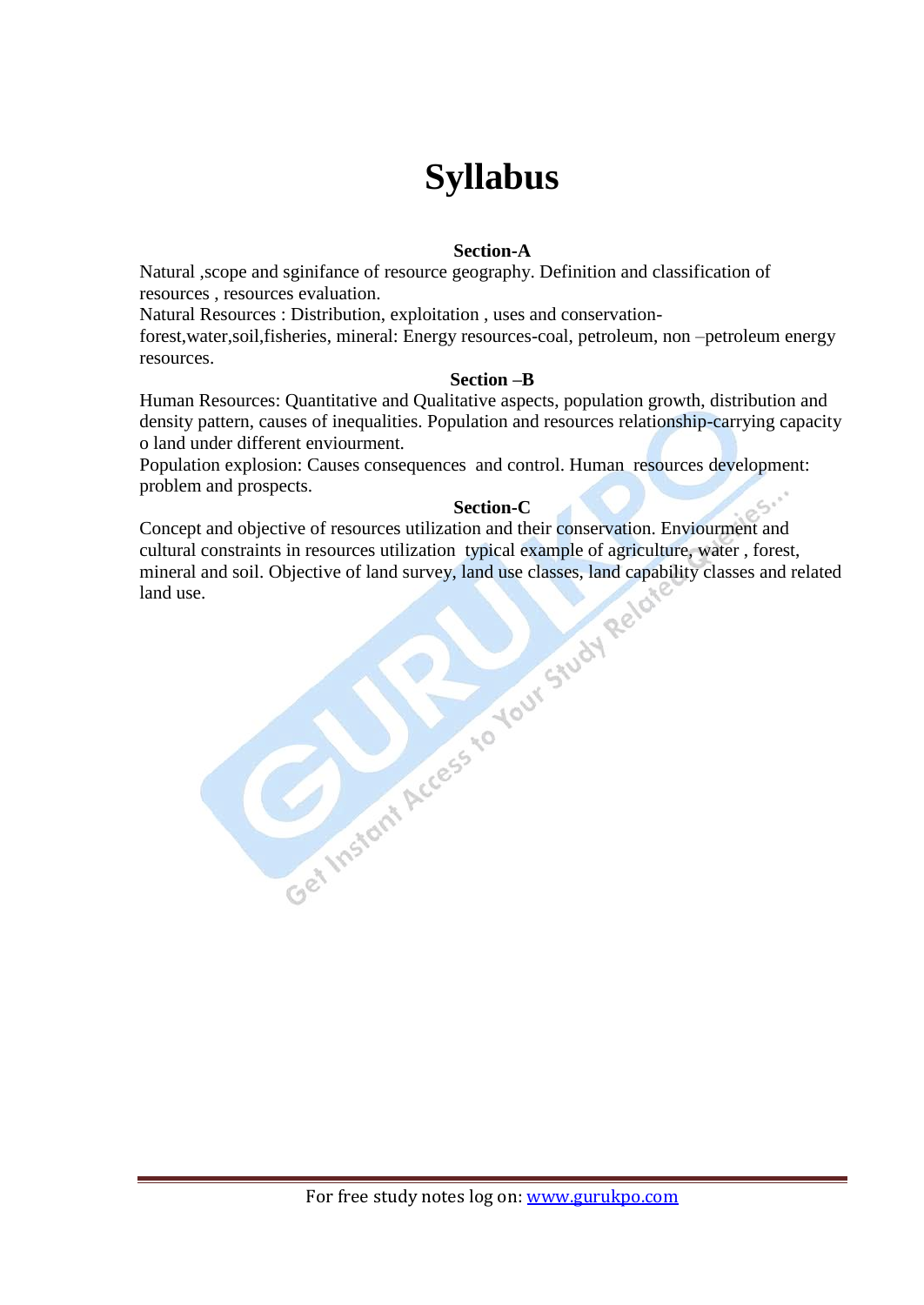# Syllabus

**Section-A**

Natural ,scope and sginifance of resource geography. Definition and classification of resources , resources evaluation.

Natural Resources : Distribution, exploitation , uses and conservation-forest,water,soil,fisheries, mineral: Energy resources-coal, petroleum, non –petroleum energy resources.

**Section –B**

Human Resources: Quantitative and Qualitative aspects, population growth, distribution and density pattern, causes of inequalities. Population and resources relationship-carrying capacity o land under different enviourment.

Population explosion: Causes consequences and control. Human resources development: problem and prospects.

**Section-C**

Concept and objective of resources utilization and their conservation. Enviourment and cultural constraints in resources utilization typical example of agriculture, water , forest, mineral and soil. Objective of land survey, land use classes, land capability classes and related land use.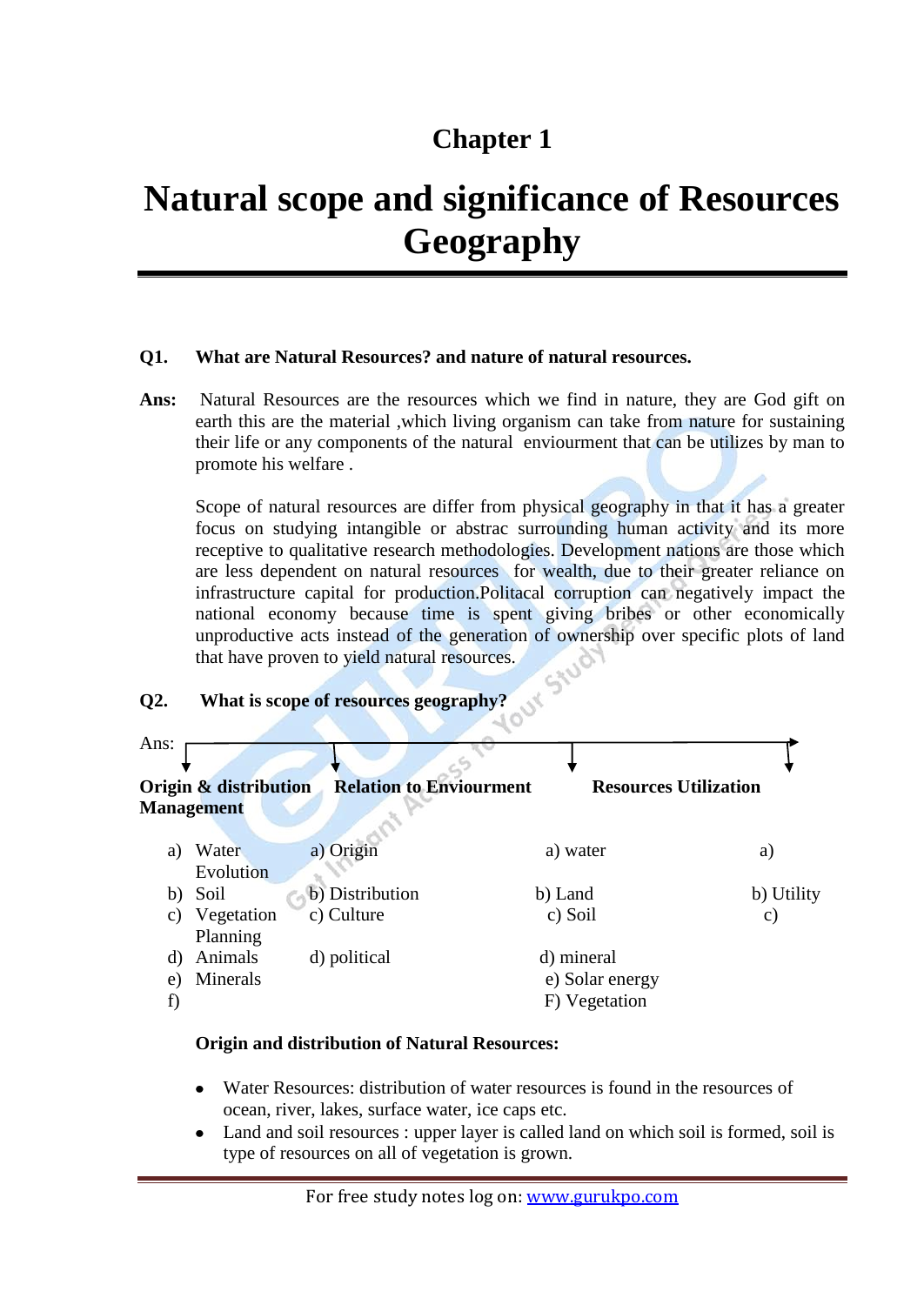# Chapter 1

# Natural scope and significance of Resources Geography

**Q1. What are Natural Resources? and nature of natural resources.**

**Ans:** Natural Resources are the resources which we find in nature, they are God gift on earth this are the material ,which living organism can take from nature for sustaining their life or any components of the natural enviourment that can be utilizes by man to promote his welfare .

Scope of natural resources are differ from physical geography in that it has a greater focus on studying intangible or abstrac surrounding human activity and its more receptive to qualitative research methodologies. Development nations are those which are less dependent on natural resources for wealth, due to their greater reliance on infrastructure capital for production.Politacal corruption can negatively impact the national economy because time is spent giving bribes or other economically unproductive acts instead of the generation of ownership over specific plots of land that have proven to yield natural resources.

**Q2. What is scope of resources geography?**

Ans:

| **Origin & distribution** | **Relation to Envioument** | **Resources Utilization** | **Management** |
|---|---|---|---|
| a) Water | a) Origin | a) water | a) Evolution |
| b) Soil | b) Distribution | b) Land | b) Utility |
| c) Vegetation | c) Culture | c) Soil | c) Planning |
| d) Animals | d) political | d) mineral | |
| e) Minerals | | e) Solar energy | |
| f) | | F) Vegetation | |

**Origin and distribution of Natural Resources:**

- Water Resources: distribution of water resources is found in the resources of ocean, river, lakes, surface water, ice caps etc.
- Land and soil resources : upper layer is called land on which soil is formed, soil is type of resources on all of vegetation is grown.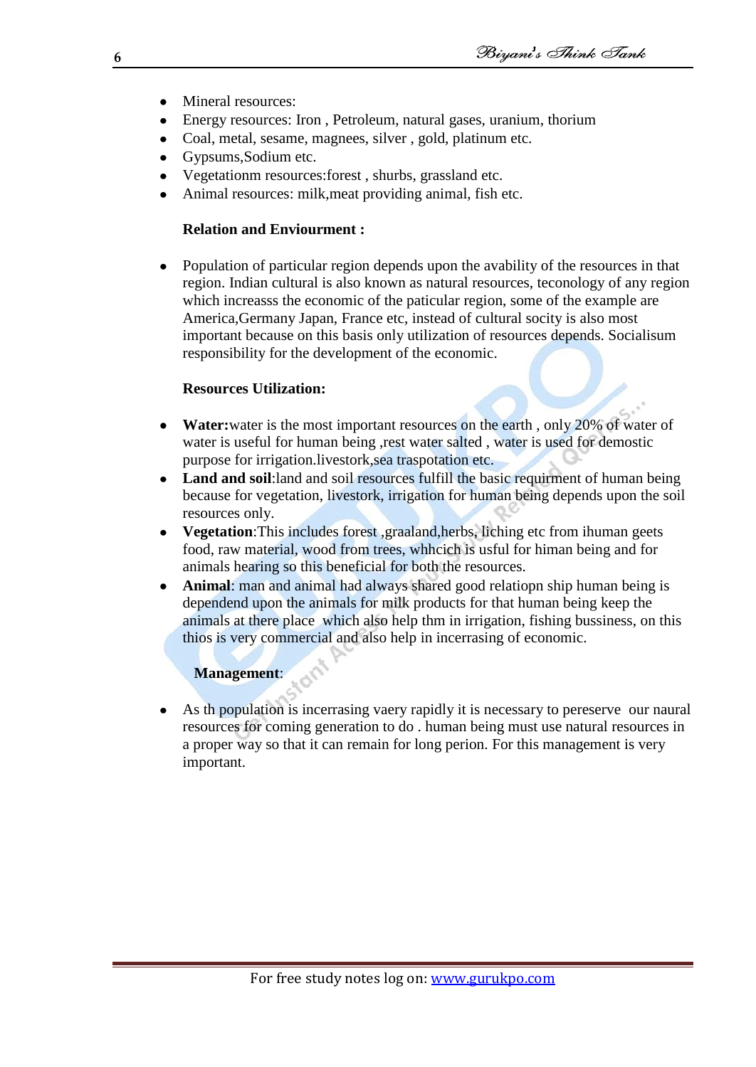- Mineral resources:
- Energy resources: Iron , Petroleum, natural gases, uranium, thorium
- Coal, metal, sesame, magnees, silver , gold, platinum etc.
- Gypsums,Sodium etc.
- Vegetationm resources:forest , shurbs, grassland etc.
- Animal resources: milk,meat providing animal, fish etc.

**Relation and Enviourment :**

- Population of particular region depends upon the avability of the resources in that region. Indian cultural is also known as natural resources, teconology of any region which increasss the economic of the paticular region, some of the example are America,Germany Japan, France etc, instead of cultural socity is also most important because on this basis only utilization of resources depends. Socialisum responsibility for the development of the economic.

**Resources Utilization:**

- **Water:**water is the most important resources on the earth , only 20% of water of water is useful for human being ,rest water salted , water is used for demostic purpose for irrigation.livestork,sea traspotation etc.
- **Land and soil**:land and soil resources fulfill the basic requirment of human being because for vegetation, livestork, irrigation for human being depends upon the soil resources only.
- **Vegetation**:This includes forest ,graaland,herbs, liching etc from ihuman geets food, raw material, wood from trees, whhcich is usful for himan being and for animals hearing so this beneficial for both the resources.
- **Animal**: man and animal had always shared good relatiopn ship human being is dependend upon the animals for milk products for that human being keep the animals at there place which also help thm in irrigation, fishing bussiness, on this thios is very commercial and also help in incerrasing of economic.

**Management**:

- As th population is incerrasing vaery rapidly it is necessary to pereserve our naural resources for coming generation to do . human being must use natural resources in a proper way so that it can remain for long perion. For this management is very important.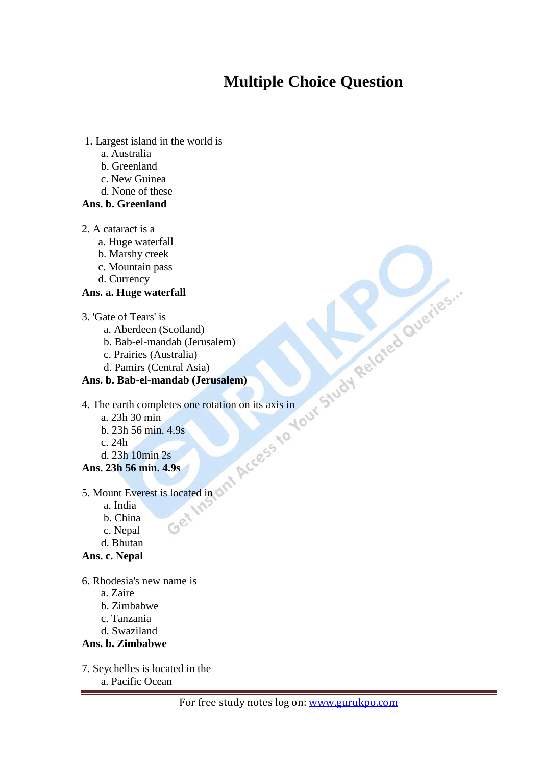# Multiple Choice Question

1. Largest island in the world is
   a. Australia
   b. Greenland
   c. New Guinea
   d. None of these

**Ans. b. Greenland**

2. A cataract is a
   a. Huge waterfall
   b. Marshy creek
   c. Mountain pass
   d. Currency

**Ans. a. Huge waterfall**

3. 'Gate of Tears' is
   a. Aberdeen (Scotland)
   b. Bab-el-mandab (Jerusalem)
   c. Prairies (Australia)
   d. Pamirs (Central Asia)

**Ans. b. Bab-el-mandab (Jerusalem)**

4. The earth completes one rotation on its axis in
   a. 23h 30 min
   b. 23h 56 min. 4.9s
   c. 24h
   d. 23h 10min 2s

**Ans. 23h 56 min. 4.9s**

5. Mount Everest is located in
   a. India
   b. China
   c. Nepal
   d. Bhutan

**Ans. c. Nepal**

6. Rhodesia's new name is
   a. Zaire
   b. Zimbabwe
   c. Tanzania
   d. Swaziland

**Ans. b. Zimbabwe**

7. Seychelles is located in the
   a. Pacific Ocean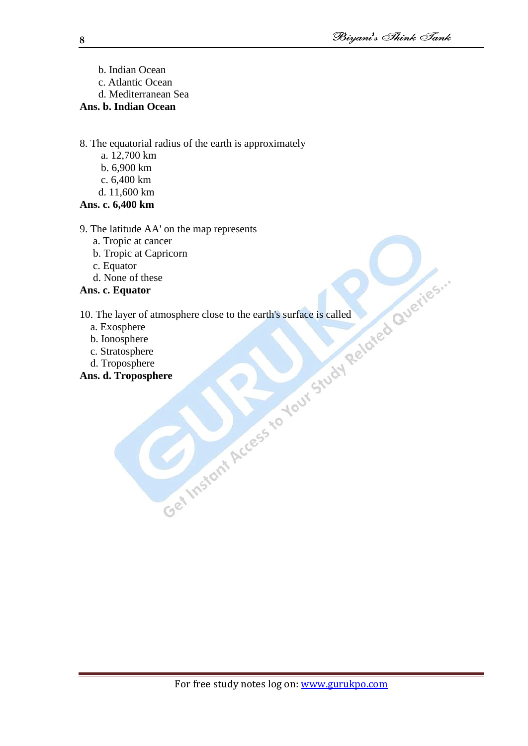b. Indian Ocean
c. Atlantic Ocean
d. Mediterranean Sea

**Ans. b. Indian Ocean**

8. The equatorial radius of the earth is approximately
   a. 12,700 km
   b. 6,900 km
   c. 6,400 km
   d. 11,600 km

**Ans. c. 6,400 km**

9. The latitude AA' on the map represents
   a. Tropic at cancer
   b. Tropic at Capricorn
   c. Equator
   d. None of these

**Ans. c. Equator**

10. The layer of atmosphere close to the earth's surface is called
   a. Exosphere
   b. Ionosphere
   c. Stratosphere
   d. Troposphere

**Ans. d. Troposphere**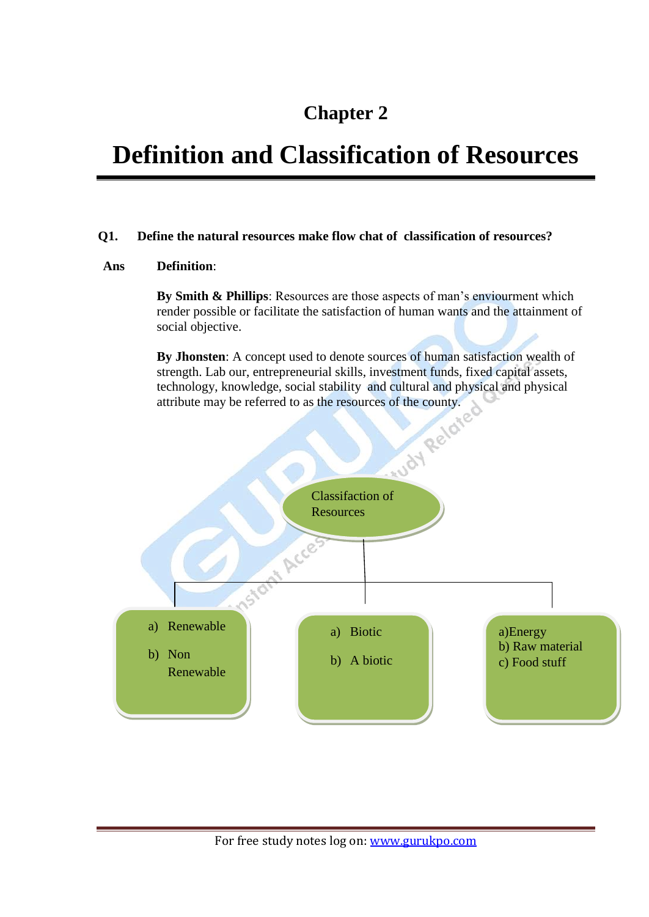# Chapter 2

# Definition and Classification of Resources

**Q1. Define the natural resources make flow chat of classification of resources?**

**Ans Definition**:

**By Smith & Phillips**: Resources are those aspects of man's enviourment which render possible or facilitate the satisfaction of human wants and the attainment of social objective.

**By Jhonsten**: A concept used to denote sources of human satisfaction wealth of strength. Lab our, entrepreneurial skills, investment funds, fixed capital assets, technology, knowledge, social stability and cultural and physical and physical attribute may be referred to as the resources of the county.

Classifaction of Resources

- a) Renewable
  b) Non Renewable
- a) Biotic
  b) A biotic
- a) Energy
  b) Raw material
  c) Food stuff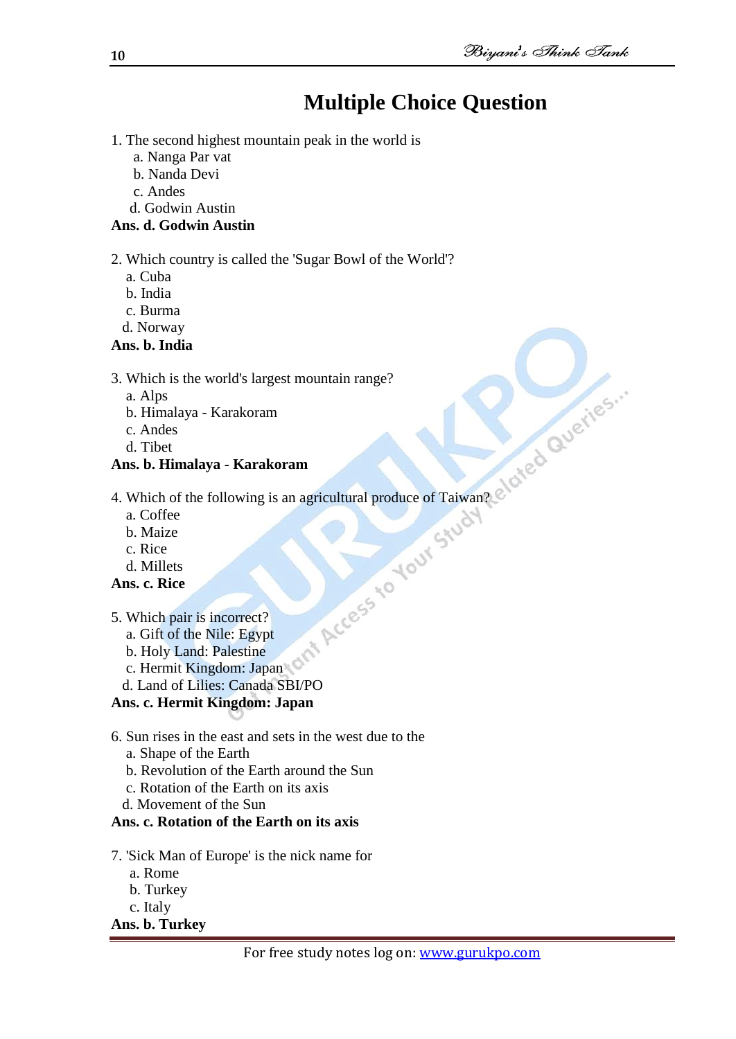# Multiple Choice Question

1. The second highest mountain peak in the world is
   a. Nanga Par vat
   b. Nanda Devi
   c. Andes
   d. Godwin Austin

**Ans. d. Godwin Austin**

2. Which country is called the 'Sugar Bowl of the World'?
   a. Cuba
   b. India
   c. Burma
   d. Norway

**Ans. b. India**

3. Which is the world's largest mountain range?
   a. Alps
   b. Himalaya - Karakoram
   c. Andes
   d. Tibet

**Ans. b. Himalaya - Karakoram**

4. Which of the following is an agricultural produce of Taiwan?
   a. Coffee
   b. Maize
   c. Rice
   d. Millets

**Ans. c. Rice**

5. Which pair is incorrect?
   a. Gift of the Nile: Egypt
   b. Holy Land: Palestine
   c. Hermit Kingdom: Japan
   d. Land of Lilies: Canada SBI/PO

**Ans. c. Hermit Kingdom: Japan**

6. Sun rises in the east and sets in the west due to the
   a. Shape of the Earth
   b. Revolution of the Earth around the Sun
   c. Rotation of the Earth on its axis
   d. Movement of the Sun

**Ans. c. Rotation of the Earth on its axis**

7. 'Sick Man of Europe' is the nick name for
   a. Rome
   b. Turkey
   c. Italy

**Ans. b. Turkey**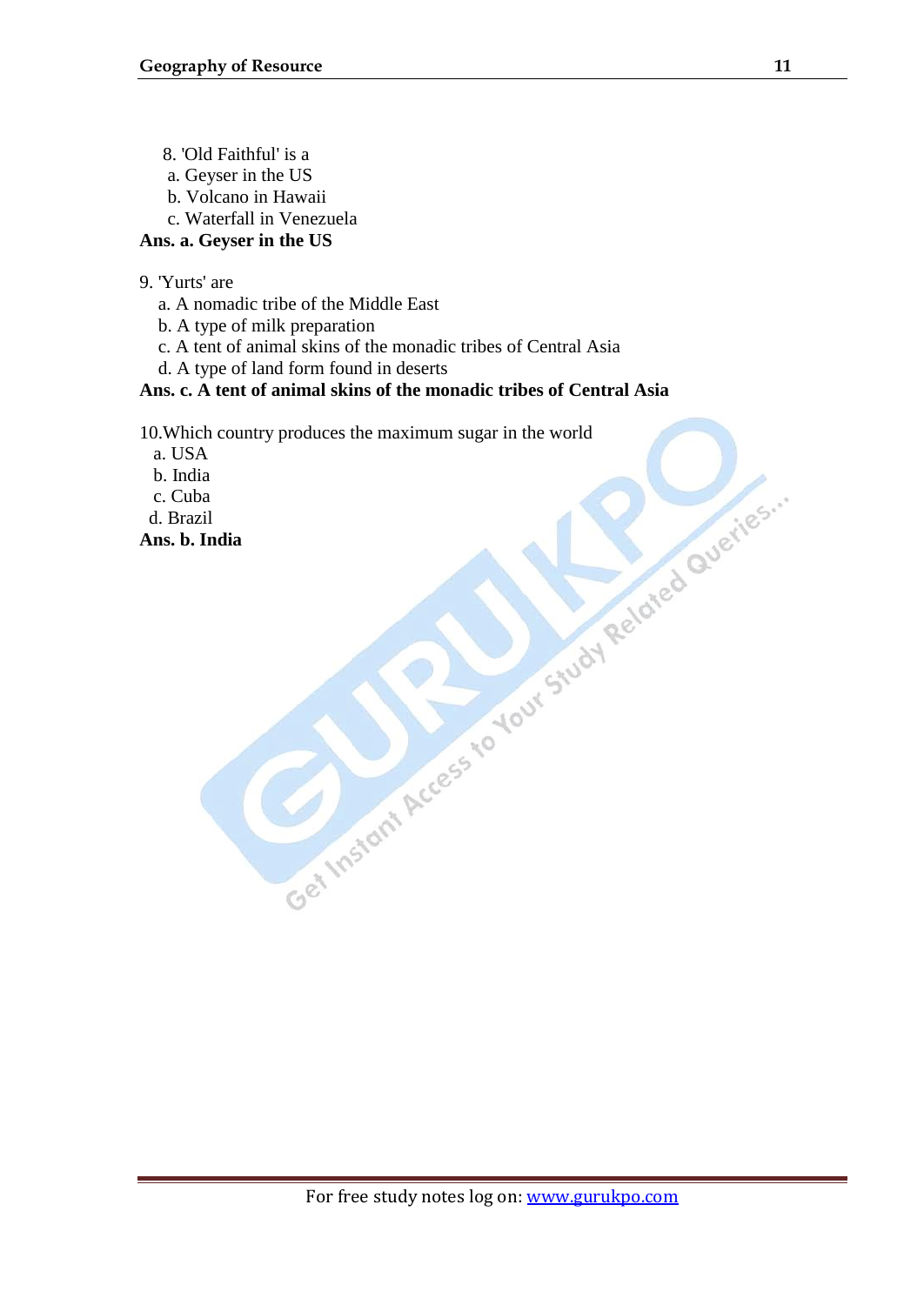8. 'Old Faithful' is a
   a. Geyser in the US
   b. Volcano in Hawaii
   c. Waterfall in Venezuela

**Ans. a. Geyser in the US**

9. 'Yurts' are
   a. A nomadic tribe of the Middle East
   b. A type of milk preparation
   c. A tent of animal skins of the monadic tribes of Central Asia
   d. A type of land form found in deserts

**Ans. c. A tent of animal skins of the monadic tribes of Central Asia**

10.Which country produces the maximum sugar in the world
   a. USA
   b. India
   c. Cuba
   d. Brazil

**Ans. b. India**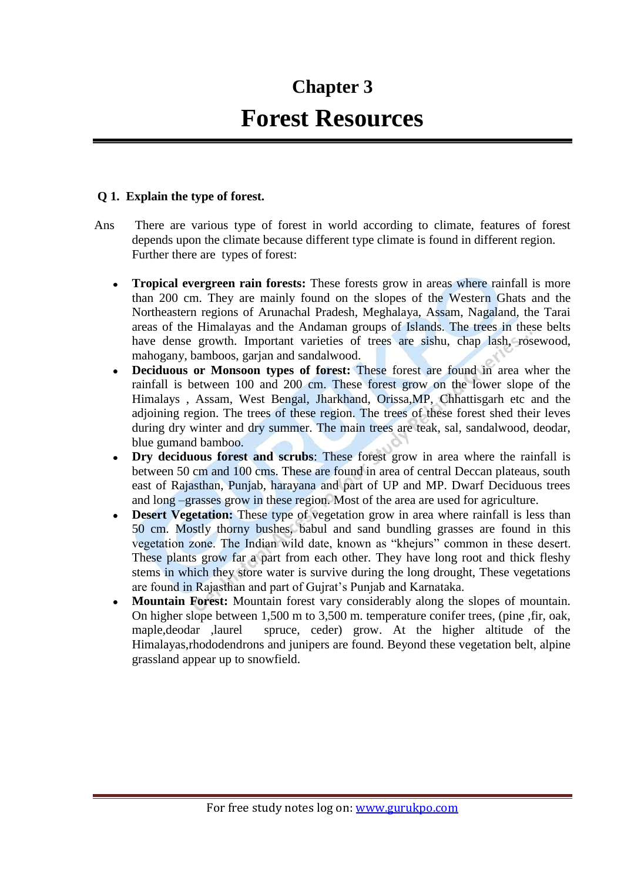# Chapter 3

# Forest Resources

**Q 1. Explain the type of forest.**

Ans There are various type of forest in world according to climate, features of forest depends upon the climate because different type climate is found in different region. Further there are types of forest:

- **Tropical evergreen rain forests:** These forests grow in areas where rainfall is more than 200 cm. They are mainly found on the slopes of the Western Ghats and the Northeastern regions of Arunachal Pradesh, Meghalaya, Assam, Nagaland, the Tarai areas of the Himalayas and the Andaman groups of Islands. The trees in these belts have dense growth. Important varieties of trees are sishu, chap lash, rosewood, mahogany, bamboos, garjan and sandalwood.
- **Deciduous or Monsoon types of forest:** These forest are found in area wher the rainfall is between 100 and 200 cm. These forest grow on the lower slope of the Himalays , Assam, West Bengal, Jharkhand, Orissa,MP, Chhattisgarh etc and the adjoining region. The trees of these region. The trees of these forest shed their leves during dry winter and dry summer. The main trees are teak, sal, sandalwood, deodar, blue gumand bamboo.
- **Dry deciduous forest and scrubs**: These forest grow in area where the rainfall is between 50 cm and 100 cms. These are found in area of central Deccan plateaus, south east of Rajasthan, Punjab, harayana and part of UP and MP. Dwarf Deciduous trees and long –grasses grow in these region. Most of the area are used for agriculture.
- **Desert Vegetation:** These type of vegetation grow in area where rainfall is less than 50 cm. Mostly thorny bushes, babul and sand bundling grasses are found in this vegetation zone. The Indian wild date, known as "khejurs" common in these desert. These plants grow far a part from each other. They have long root and thick fleshy stems in which they store water is survive during the long drought, These vegetations are found in Rajasthan and part of Gujrat's Punjab and Karnataka.
- **Mountain Forest:** Mountain forest vary considerably along the slopes of mountain. On higher slope between 1,500 m to 3,500 m. temperature conifer trees, (pine ,fir, oak, maple,deodar ,laurel spruce, ceder) grow. At the higher altitude of the Himalayas,rhododendrons and junipers are found. Beyond these vegetation belt, alpine grassland appear up to snowfield.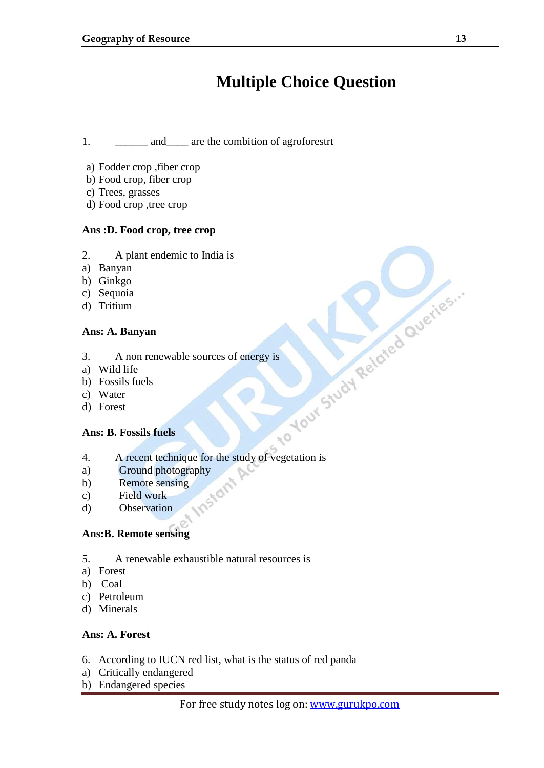# Multiple Choice Question

1. ______ and____ are the combition of agroforestrt

a) Fodder crop ,fiber crop
b) Food crop, fiber crop
c) Trees, grasses
d) Food crop ,tree crop

**Ans :D. Food crop, tree crop**

2. A plant endemic to India is
a) Banyan
b) Ginkgo
c) Sequoia
d) Tritium

**Ans: A. Banyan**

3. A non renewable sources of energy is
a) Wild life
b) Fossils fuels
c) Water
d) Forest

**Ans: B. Fossils fuels**

4. A recent technique for the study of vegetation is
a) Ground photography
b) Remote sensing
c) Field work
d) Observation

**Ans:B. Remote sensing**

5. A renewable exhaustible natural resources is
a) Forest
b) Coal
c) Petroleum
d) Minerals

**Ans: A. Forest**

6. According to IUCN red list, what is the status of red panda
a) Critically endangered
b) Endangered species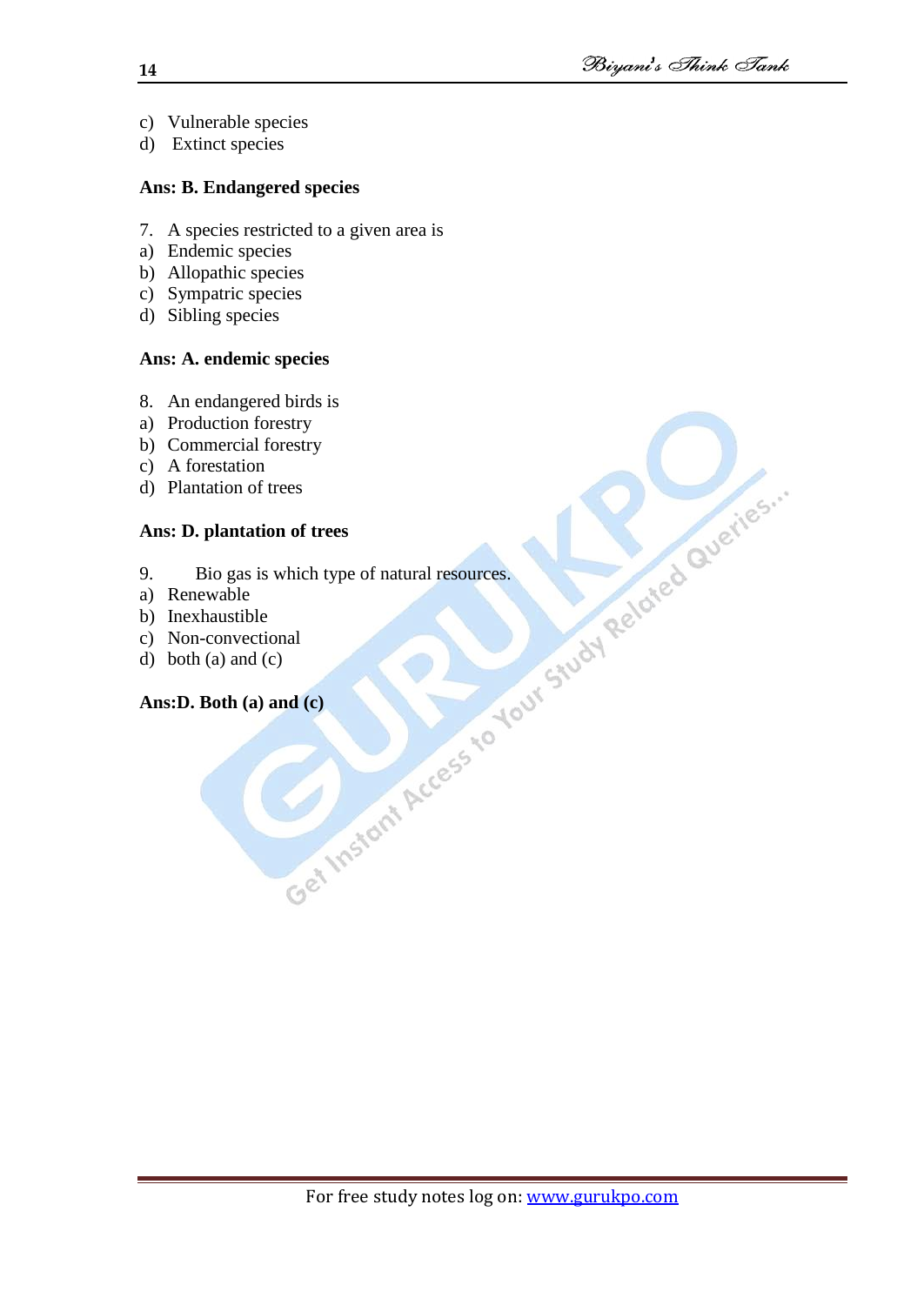c) Vulnerable species
d) Extinct species

**Ans: B. Endangered species**

7. A species restricted to a given area is
a) Endemic species
b) Allopathic species
c) Sympatric species
d) Sibling species

**Ans: A. endemic species**

8. An endangered birds is
a) Production forestry
b) Commercial forestry
c) A forestation
d) Plantation of trees

**Ans: D. plantation of trees**

9. Bio gas is which type of natural resources.
a) Renewable
b) Inexhaustible
c) Non-convectional
d) both (a) and (c)

**Ans:D. Both (a) and (c)**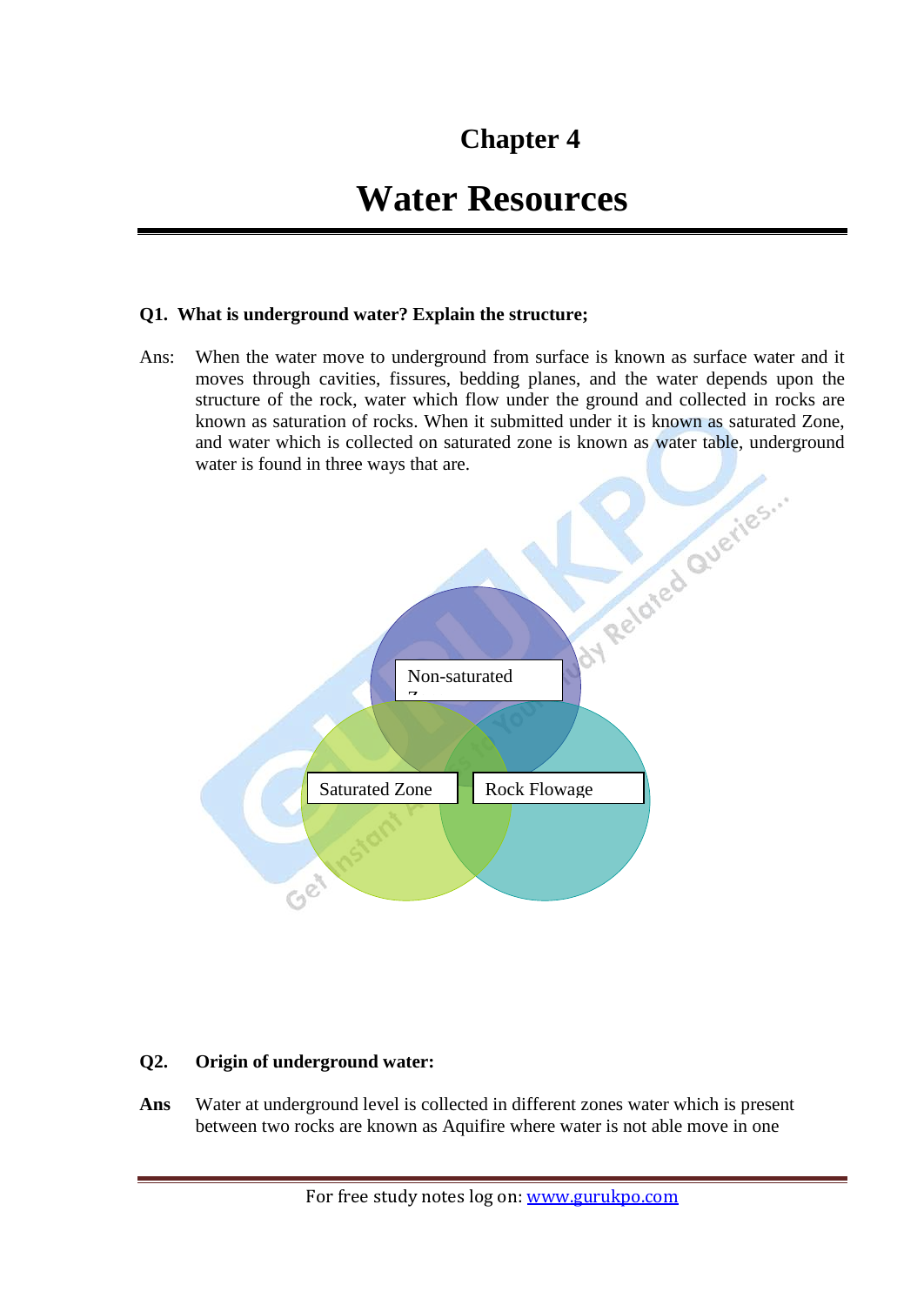# Chapter 4

# Water Resources

**Q1. What is underground water? Explain the structure;**

Ans: When the water move to underground from surface is known as surface water and it moves through cavities, fissures, bedding planes, and the water depends upon the structure of the rock, water which flow under the ground and collected in rocks are known as saturation of rocks. When it submitted under it is known as saturated Zone, and water which is collected on saturated zone is known as water table, underground water is found in three ways that are.

Non-saturated Z

Saturated Zone

Rock Flowage

**Q2. Origin of underground water:**

**Ans** Water at underground level is collected in different zones water which is present between two rocks are known as Aquifire where water is not able move in one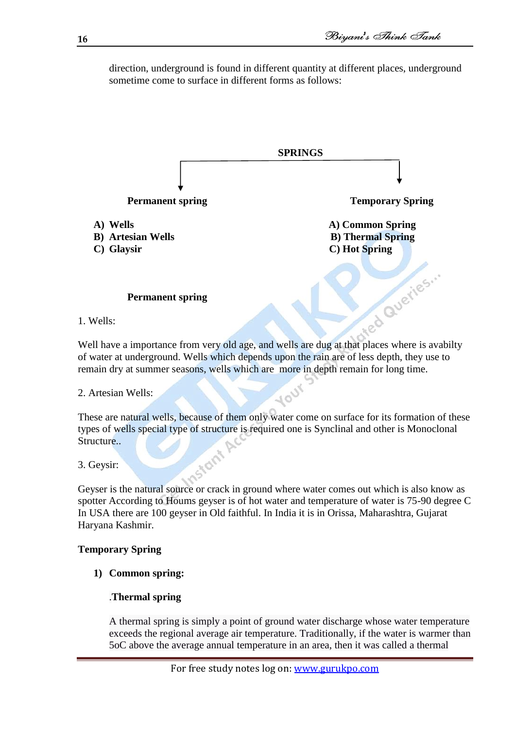direction, underground is found in different quantity at different places, underground sometime come to surface in different forms as follows:

**SPRINGS**

| **Permanent spring** | **Temporary Spring** |
|---|---|
| **A) Wells** | **A) Common Spring** |
| **B) Artesian Wells** | **B) Thermal Spring** |
| **C) Glaysir** | **C) Hot Spring** |

**Permanent spring**

1. Wells:

Well have a importance from very old age, and wells are dug at that places where is avabilty of water at underground. Wells which depends upon the rain are of less depth, they use to remain dry at summer seasons, wells which are more in depth remain for long time.

2. Artesian Wells:

These are natural wells, because of them only water come on surface for its formation of these types of wells special type of structure is required one is Synclinal and other is Monoclonal Structure..

3. Geysir:

Geyser is the natural source or crack in ground where water comes out which is also know as spotter According to Houms geyser is of hot water and temperature of water is 75-90 degree C In USA there are 100 geyser in Old faithful. In India it is in Orissa, Maharashtra, Gujarat Haryana Kashmir.

**Temporary Spring**

1) **Common spring:**

.**Thermal spring**

A thermal spring is simply a point of ground water discharge whose water temperature exceeds the regional average air temperature. Traditionally, if the water is warmer than 5oC above the average annual temperature in an area, then it was called a thermal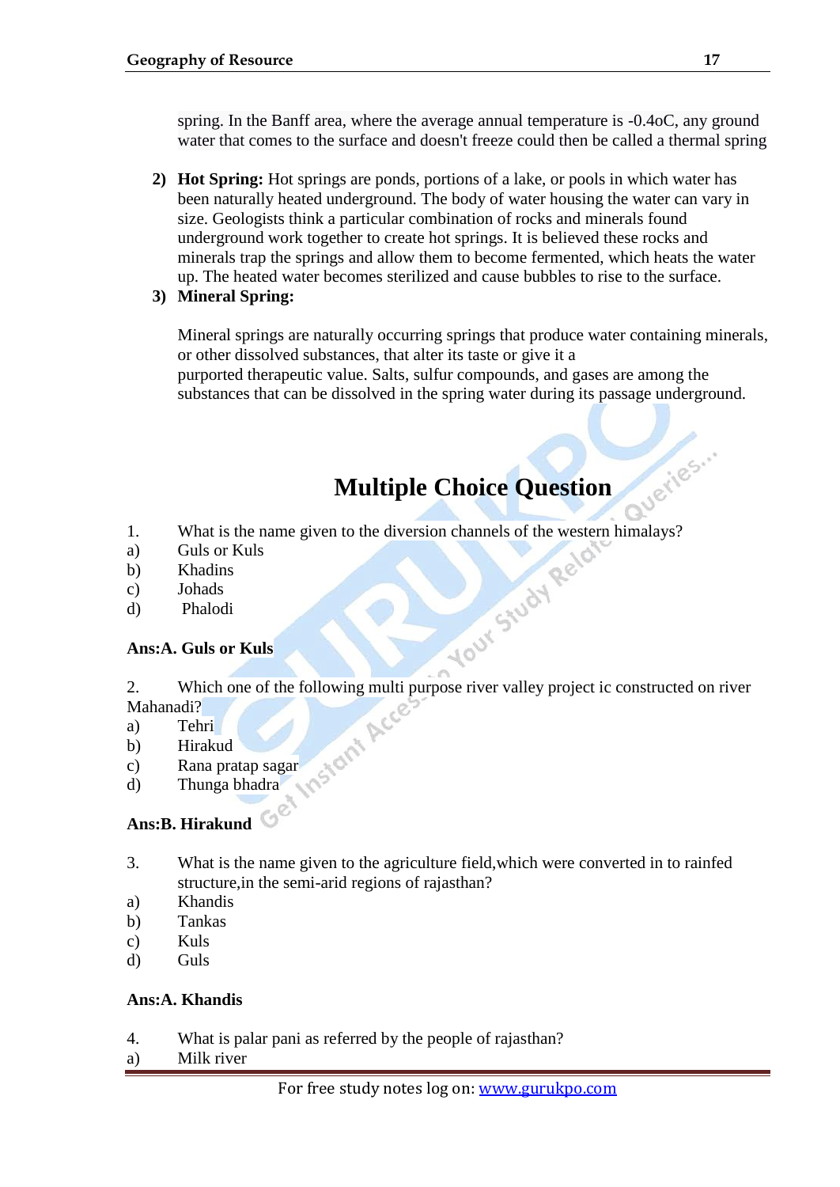spring. In the Banff area, where the average annual temperature is -0.4oC, any ground water that comes to the surface and doesn't freeze could then be called a thermal spring

2) **Hot Spring:** Hot springs are ponds, portions of a lake, or pools in which water has been naturally heated underground. The body of water housing the water can vary in size. Geologists think a particular combination of rocks and minerals found underground work together to create hot springs. It is believed these rocks and minerals trap the springs and allow them to become fermented, which heats the water up. The heated water becomes sterilized and cause bubbles to rise to the surface.

3) **Mineral Spring:**

   Mineral springs are naturally occurring springs that produce water containing minerals, or other dissolved substances, that alter its taste or give it a purported therapeutic value. Salts, sulfur compounds, and gases are among the substances that can be dissolved in the spring water during its passage underground.

# Multiple Choice Question

1. What is the name given to the diversion channels of the western himalays?
a) Guls or Kuls
b) Khadins
c) Johads
d) Phalodi

**Ans:A. Guls or Kuls**

2. Which one of the following multi purpose river valley project ic constructed on river Mahanadi?
a) Tehri
b) Hirakud
c) Rana pratap sagar
d) Thunga bhadra

**Ans:B. Hirakund**

3. What is the name given to the agriculture field,which were converted in to rainfed structure,in the semi-arid regions of rajasthan?
a) Khandis
b) Tankas
c) Kuls
d) Guls

**Ans:A. Khandis**

4. What is palar pani as referred by the people of rajasthan?
a) Milk river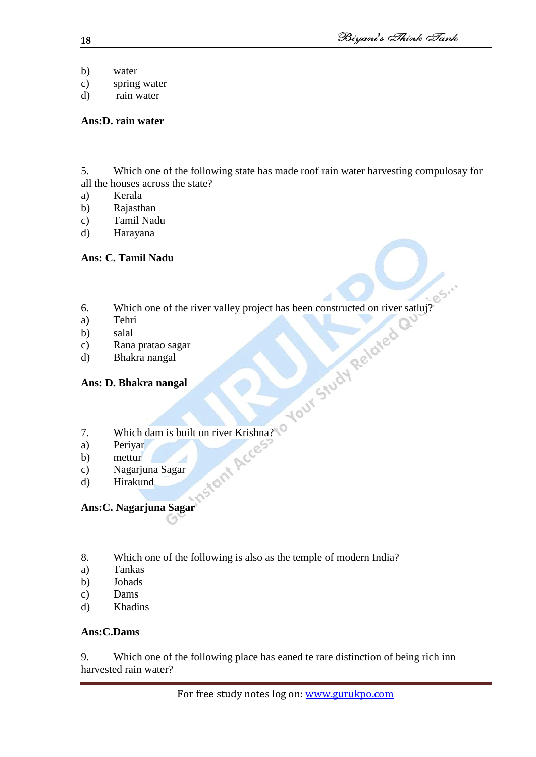b) water
c) spring water
d) rain water

**Ans:D. rain water**

5. Which one of the following state has made roof rain water harvesting compulosay for all the houses across the state?
a) Kerala
b) Rajasthan
c) Tamil Nadu
d) Harayana

**Ans: C. Tamil Nadu**

6. Which one of the river valley project has been constructed on river satluj?
a) Tehri
b) salal
c) Rana pratao sagar
d) Bhakra nangal

**Ans: D. Bhakra nangal**

7. Which dam is built on river Krishna?
a) Periyar
b) mettur
c) Nagarjuna Sagar
d) Hirakund

**Ans:C. Nagarjuna Sagar**

8. Which one of the following is also as the temple of modern India?
a) Tankas
b) Johads
c) Dams
d) Khadins

**Ans:C.Dams**

9. Which one of the following place has eaned te rare distinction of being rich inn harvested rain water?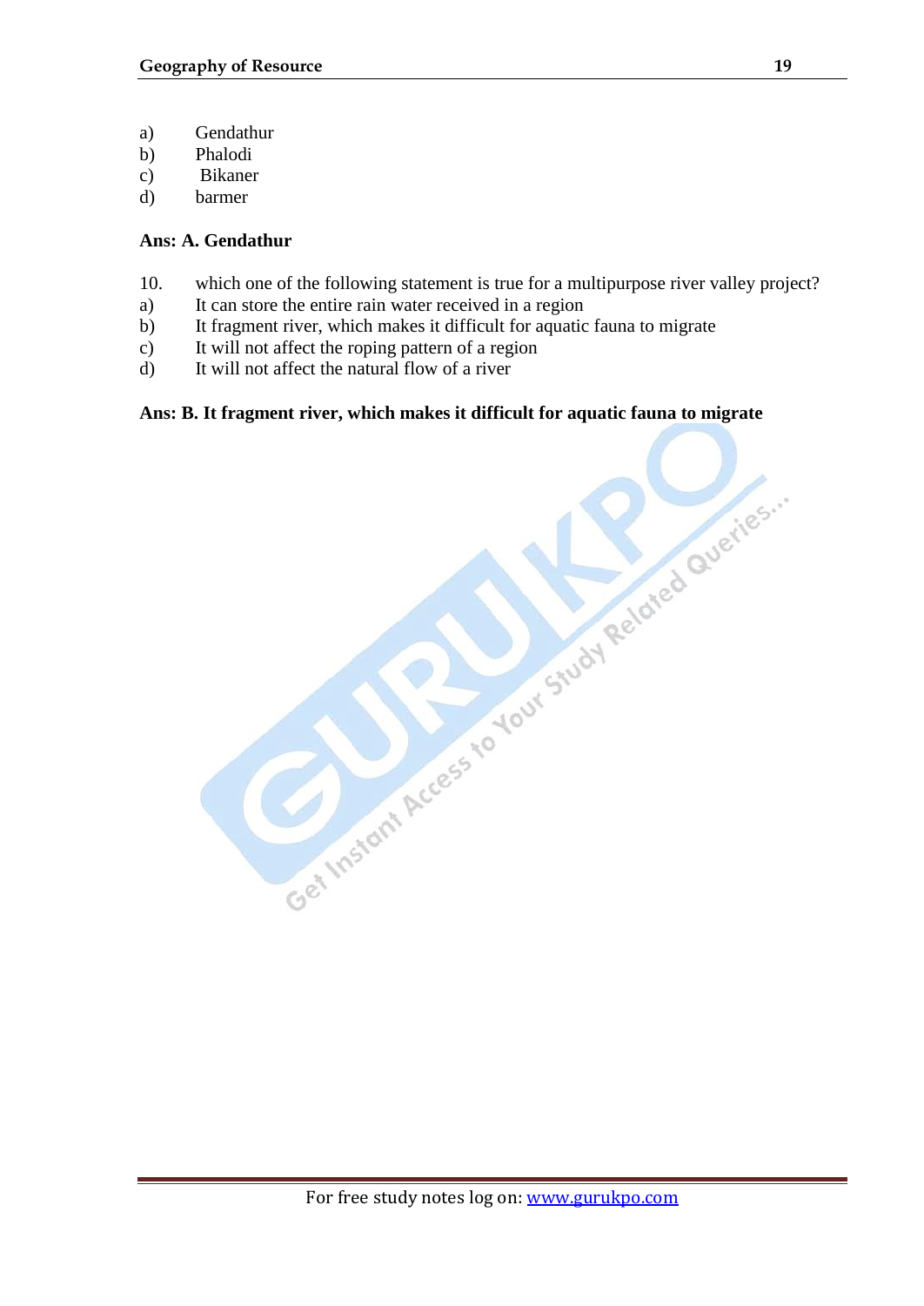a) Gendathur
b) Phalodi
c) Bikaner
d) barmer

**Ans: A. Gendathur**

10. which one of the following statement is true for a multipurpose river valley project?
a) It can store the entire rain water received in a region
b) It fragment river, which makes it difficult for aquatic fauna to migrate
c) It will not affect the roping pattern of a region
d) It will not affect the natural flow of a river

**Ans: B. It fragment river, which makes it difficult for aquatic fauna to migrate**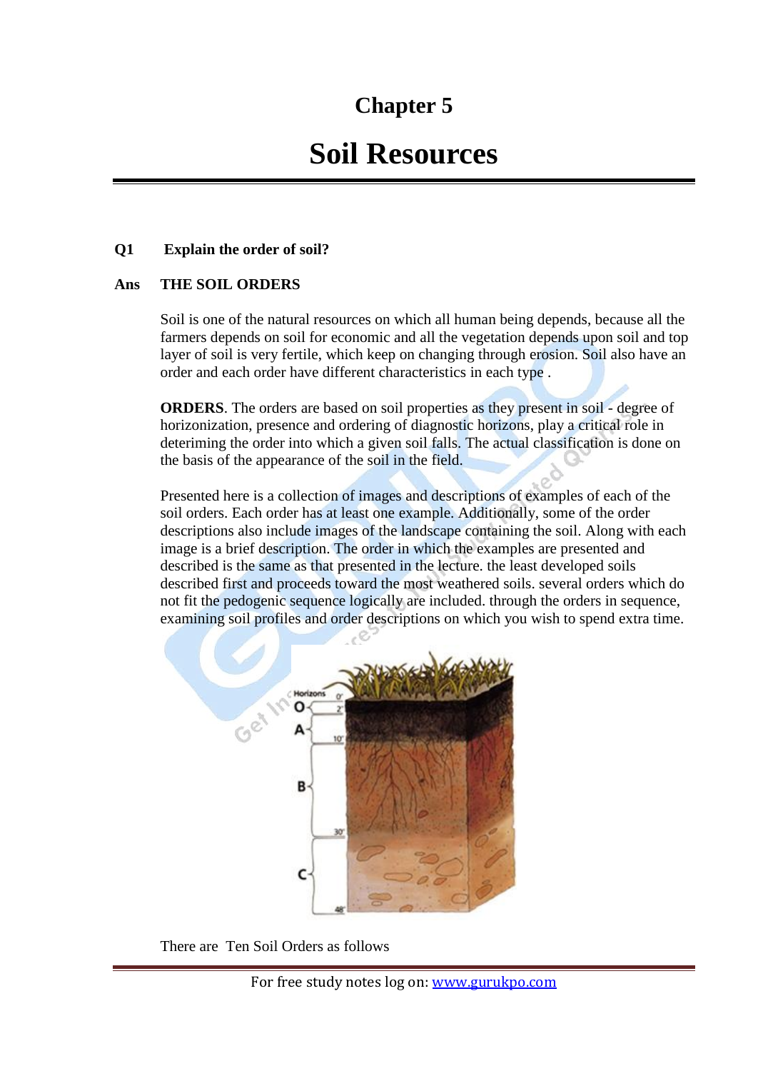# Chapter 5

# Soil Resources

**Q1 Explain the order of soil?**

**Ans THE SOIL ORDERS**

Soil is one of the natural resources on which all human being depends, because all the farmers depends on soil for economic and all the vegetation depends upon soil and top layer of soil is very fertile, which keep on changing through erosion. Soil also have an order and each order have different characteristics in each type .

**ORDERS**. The orders are based on soil properties as they present in soil - degree of horizonization, presence and ordering of diagnostic horizons, play a critical role in deteriming the order into which a given soil falls. The actual classification is done on the basis of the appearance of the soil in the field.

Presented here is a collection of images and descriptions of examples of each of the soil orders. Each order has at least one example. Additionally, some of the order descriptions also include images of the landscape containing the soil. Along with each image is a brief description. The order in which the examples are presented and described is the same as that presented in the lecture. the least developed soils described first and proceeds toward the most weathered soils. several orders which do not fit the pedogenic sequence logically are included. through the orders in sequence, examining soil profiles and order descriptions on which you wish to spend extra time.

There are Ten Soil Orders as follows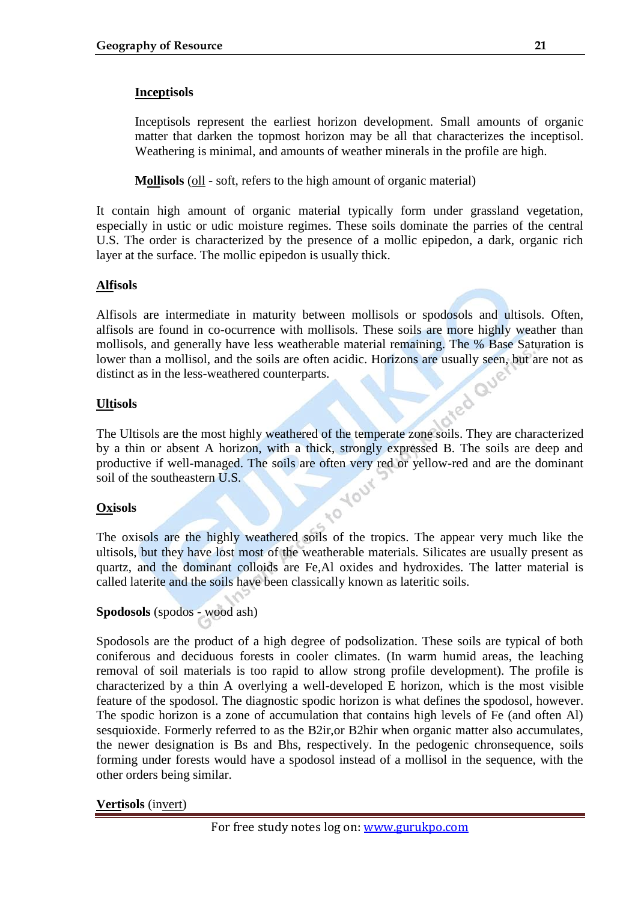**Inceptisols**

Inceptisols represent the earliest horizon development. Small amounts of organic matter that darken the topmost horizon may be all that characterizes the inceptisol. Weathering is minimal, and amounts of weather minerals in the profile are high.

**Mollisols** (oll - soft, refers to the high amount of organic material)

It contain high amount of organic material typically form under grassland vegetation, especially in ustic or udic moisture regimes. These soils dominate the parries of the central U.S. The order is characterized by the presence of a mollic epipedon, a dark, organic rich layer at the surface. The mollic epipedon is usually thick.

**Alfisols**

Alfisols are intermediate in maturity between mollisols or spodosols and ultisols. Often, alfisols are found in co-ocurrence with mollisols. These soils are more highly weather than mollisols, and generally have less weatherable material remaining. The % Base Saturation is lower than a mollisol, and the soils are often acidic. Horizons are usually seen, but are not as distinct as in the less-weathered counterparts.

**Ultisols**

The Ultisols are the most highly weathered of the temperate zone soils. They are characterized by a thin or absent A horizon, with a thick, strongly expressed B. The soils are deep and productive if well-managed. The soils are often very red or yellow-red and are the dominant soil of the southeastern U.S.

**Oxisols**

The oxisols are the highly weathered soils of the tropics. The appear very much like the ultisols, but they have lost most of the weatherable materials. Silicates are usually present as quartz, and the dominant colloids are Fe,Al oxides and hydroxides. The latter material is called laterite and the soils have been classically known as lateritic soils.

**Spodosols** (spodos - wood ash)

Spodosols are the product of a high degree of podsolization. These soils are typical of both coniferous and deciduous forests in cooler climates. (In warm humid areas, the leaching removal of soil materials is too rapid to allow strong profile development). The profile is characterized by a thin A overlying a well-developed E horizon, which is the most visible feature of the spodosol. The diagnostic spodic horizon is what defines the spodosol, however. The spodic horizon is a zone of accumulation that contains high levels of Fe (and often Al) sesquioxide. Formerly referred to as the B2ir,or B2hir when organic matter also accumulates, the newer designation is Bs and Bhs, respectively. In the pedogenic chronsequence, soils forming under forests would have a spodosol instead of a mollisol in the sequence, with the other orders being similar.

**Vertisols** (invert)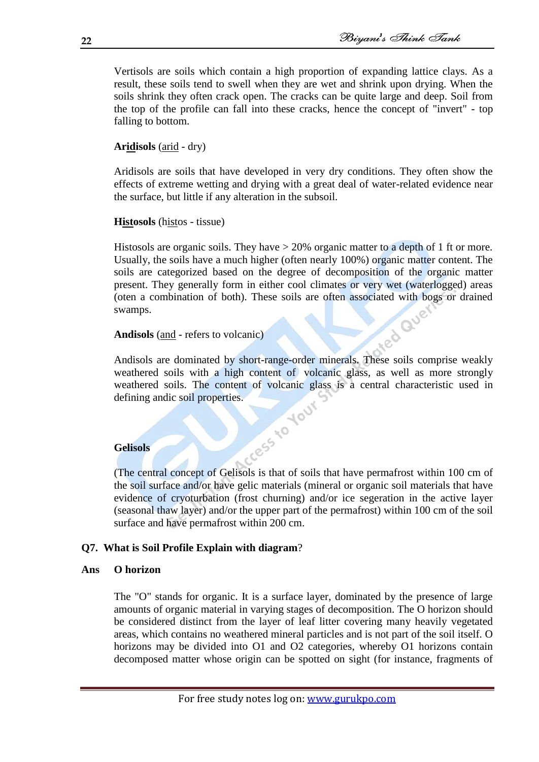Vertisols are soils which contain a high proportion of expanding lattice clays. As a result, these soils tend to swell when they are wet and shrink upon drying. When the soils shrink they often crack open. The cracks can be quite large and deep. Soil from the top of the profile can fall into these cracks, hence the concept of "invert" - top falling to bottom.

**Aridisols** (arid - dry)

Aridisols are soils that have developed in very dry conditions. They often show the effects of extreme wetting and drying with a great deal of water-related evidence near the surface, but little if any alteration in the subsoil.

**Histosols** (histos - tissue)

Histosols are organic soils. They have > 20% organic matter to a depth of 1 ft or more. Usually, the soils have a much higher (often nearly 100%) organic matter content. The soils are categorized based on the degree of decomposition of the organic matter present. They generally form in either cool climates or very wet (waterlogged) areas (oten a combination of both). These soils are often associated with bogs or drained swamps.

**Andisols** (and - refers to volcanic)

Andisols are dominated by short-range-order minerals. These soils comprise weakly weathered soils with a high content of volcanic glass, as well as more strongly weathered soils. The content of volcanic glass is a central characteristic used in defining andic soil properties.

**Gelisols**

(The central concept of Gelisols is that of soils that have permafrost within 100 cm of the soil surface and/or have gelic materials (mineral or organic soil materials that have evidence of cryoturbation (frost churning) and/or ice segeration in the active layer (seasonal thaw layer) and/or the upper part of the permafrost) within 100 cm of the soil surface and have permafrost within 200 cm.

**Q7. What is Soil Profile Explain with diagram**?

**Ans O horizon**

The "O" stands for organic. It is a surface layer, dominated by the presence of large amounts of organic material in varying stages of decomposition. The O horizon should be considered distinct from the layer of leaf litter covering many heavily vegetated areas, which contains no weathered mineral particles and is not part of the soil itself. O horizons may be divided into O1 and O2 categories, whereby O1 horizons contain decomposed matter whose origin can be spotted on sight (for instance, fragments of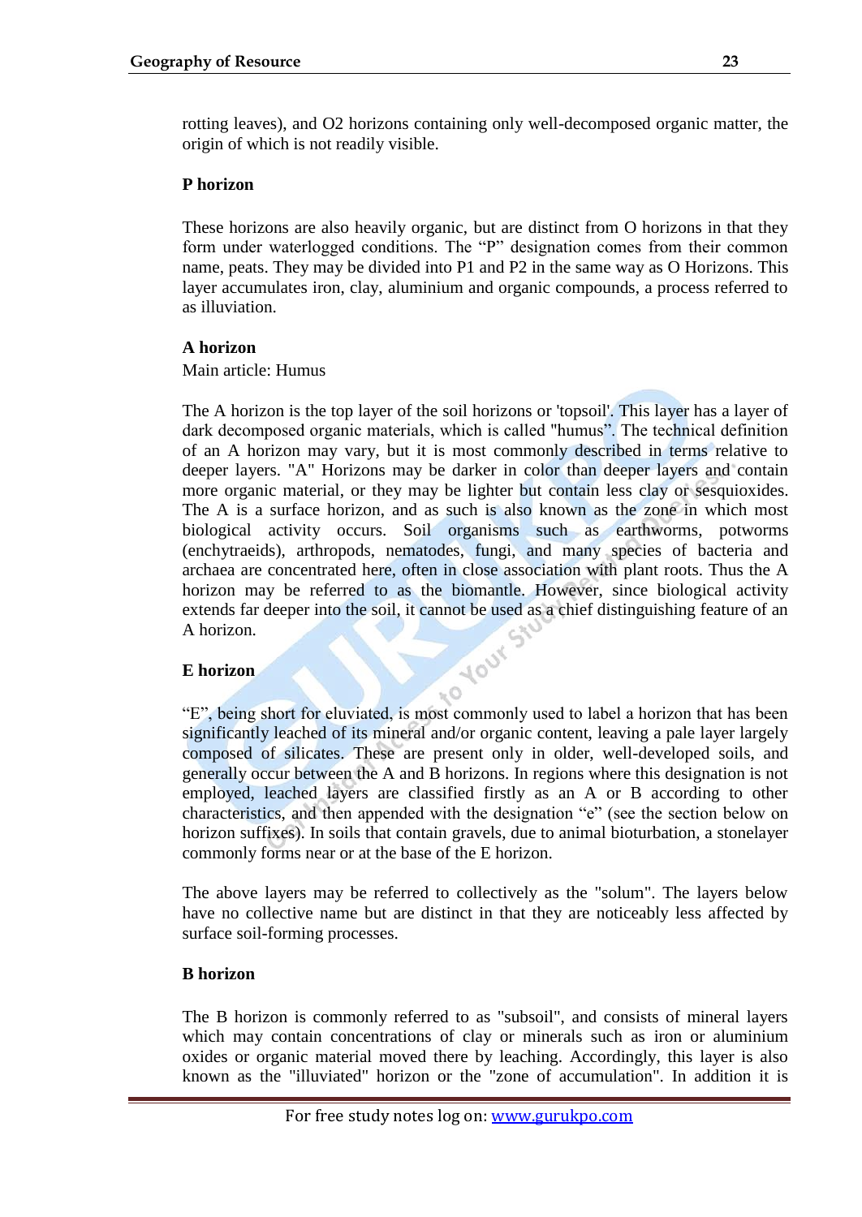rotting leaves), and O2 horizons containing only well-decomposed organic matter, the origin of which is not readily visible.

**P horizon**

These horizons are also heavily organic, but are distinct from O horizons in that they form under waterlogged conditions. The "P" designation comes from their common name, peats. They may be divided into P1 and P2 in the same way as O Horizons. This layer accumulates iron, clay, aluminium and organic compounds, a process referred to as illuviation.

**A horizon**

Main article: Humus

The A horizon is the top layer of the soil horizons or 'topsoil'. This layer has a layer of dark decomposed organic materials, which is called "humus". The technical definition of an A horizon may vary, but it is most commonly described in terms relative to deeper layers. "A" Horizons may be darker in color than deeper layers and contain more organic material, or they may be lighter but contain less clay or sesquioxides. The A is a surface horizon, and as such is also known as the zone in which most biological activity occurs. Soil organisms such as earthworms, potworms (enchytraeids), arthropods, nematodes, fungi, and many species of bacteria and archaea are concentrated here, often in close association with plant roots. Thus the A horizon may be referred to as the biomantle. However, since biological activity extends far deeper into the soil, it cannot be used as a chief distinguishing feature of an A horizon.

**E horizon**

"E", being short for eluviated, is most commonly used to label a horizon that has been significantly leached of its mineral and/or organic content, leaving a pale layer largely composed of silicates. These are present only in older, well-developed soils, and generally occur between the A and B horizons. In regions where this designation is not employed, leached layers are classified firstly as an A or B according to other characteristics, and then appended with the designation "e" (see the section below on horizon suffixes). In soils that contain gravels, due to animal bioturbation, a stonelayer commonly forms near or at the base of the E horizon.

The above layers may be referred to collectively as the "solum". The layers below have no collective name but are distinct in that they are noticeably less affected by surface soil-forming processes.

**B horizon**

The B horizon is commonly referred to as "subsoil", and consists of mineral layers which may contain concentrations of clay or minerals such as iron or aluminium oxides or organic material moved there by leaching. Accordingly, this layer is also known as the "illuviated" horizon or the "zone of accumulation". In addition it is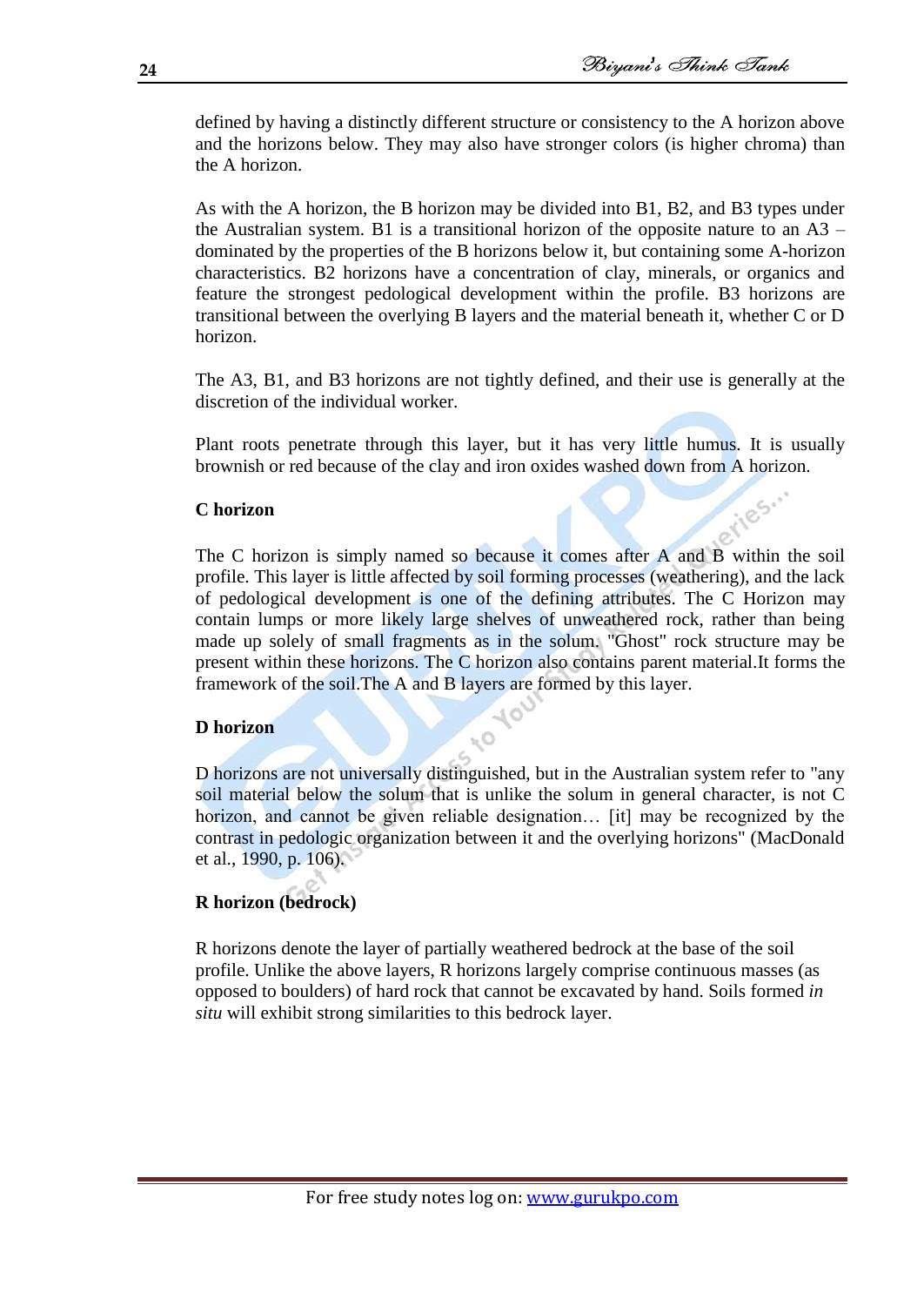defined by having a distinctly different structure or consistency to the A horizon above and the horizons below. They may also have stronger colors (is higher chroma) than the A horizon.

As with the A horizon, the B horizon may be divided into B1, B2, and B3 types under the Australian system. B1 is a transitional horizon of the opposite nature to an A3 – dominated by the properties of the B horizons below it, but containing some A-horizon characteristics. B2 horizons have a concentration of clay, minerals, or organics and feature the strongest pedological development within the profile. B3 horizons are transitional between the overlying B layers and the material beneath it, whether C or D horizon.

The A3, B1, and B3 horizons are not tightly defined, and their use is generally at the discretion of the individual worker.

Plant roots penetrate through this layer, but it has very little humus. It is usually brownish or red because of the clay and iron oxides washed down from A horizon.

**C horizon**

The C horizon is simply named so because it comes after A and B within the soil profile. This layer is little affected by soil forming processes (weathering), and the lack of pedological development is one of the defining attributes. The C Horizon may contain lumps or more likely large shelves of unweathered rock, rather than being made up solely of small fragments as in the solum. "Ghost" rock structure may be present within these horizons. The C horizon also contains parent material.It forms the framework of the soil.The A and B layers are formed by this layer.

**D horizon**

D horizons are not universally distinguished, but in the Australian system refer to "any soil material below the solum that is unlike the solum in general character, is not C horizon, and cannot be given reliable designation… [it] may be recognized by the contrast in pedologic organization between it and the overlying horizons" (MacDonald et al., 1990, p. 106).

**R horizon (bedrock)**

R horizons denote the layer of partially weathered bedrock at the base of the soil profile. Unlike the above layers, R horizons largely comprise continuous masses (as opposed to boulders) of hard rock that cannot be excavated by hand. Soils formed *in situ* will exhibit strong similarities to this bedrock layer.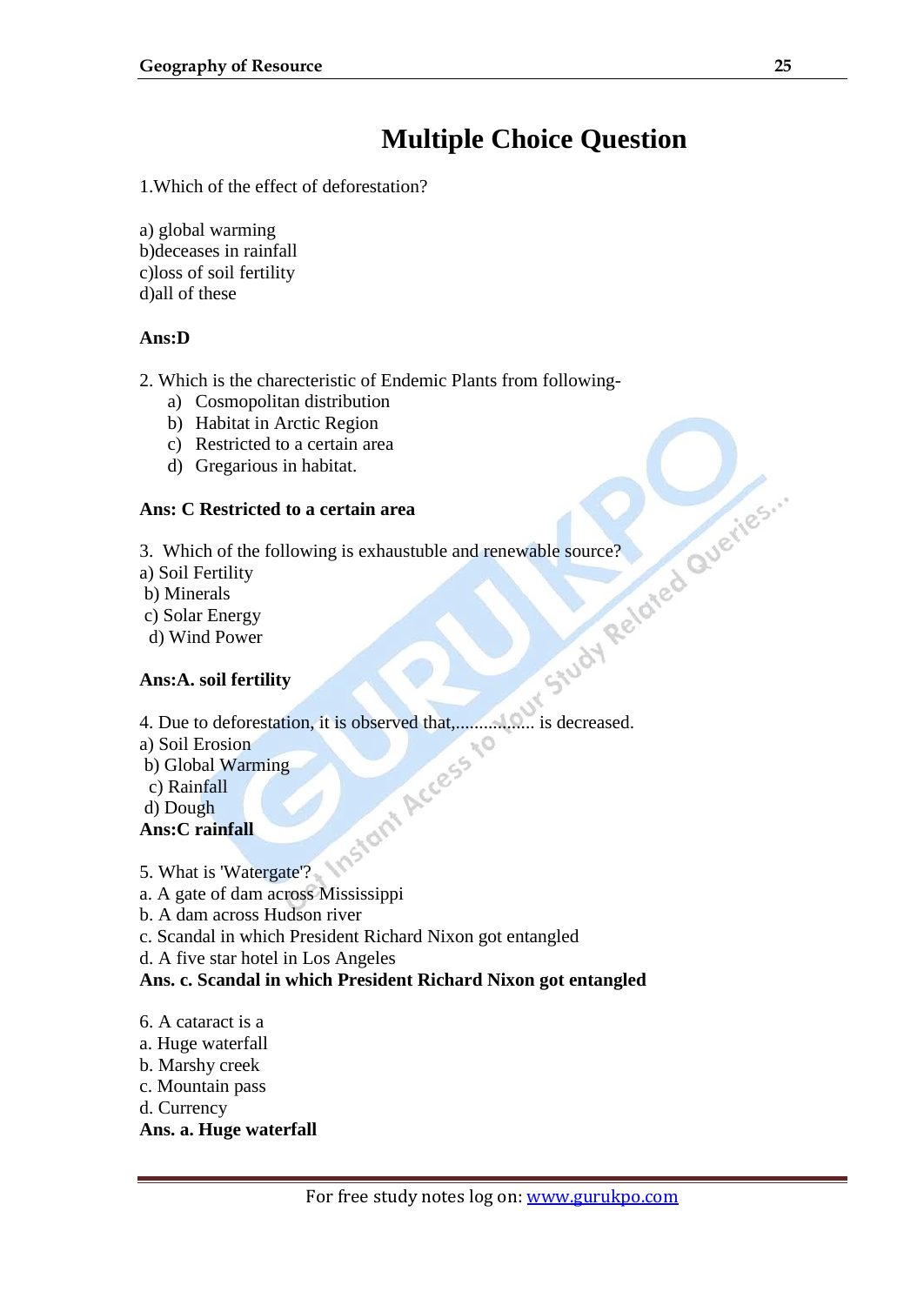# Multiple Choice Question

1.Which of the effect of deforestation?

a) global warming
b)deceases in rainfall
c)loss of soil fertility
d)all of these

**Ans:D**

2. Which is the charecteristic of Endemic Plants from following-
    a) Cosmopolitan distribution
    b) Habitat in Arctic Region
    c) Restricted to a certain area
    d) Gregarious in habitat.

**Ans: C Restricted to a certain area**

3. Which of the following is exhaustuble and renewable source?
a) Soil Fertility
b) Minerals
c) Solar Energy
d) Wind Power

**Ans:A. soil fertility**

4. Due to deforestation, it is observed that,................. is decreased.
a) Soil Erosion
b) Global Warming
c) Rainfall
d) Dough
**Ans:C rainfall**

5. What is 'Watergate'?
a. A gate of dam across Mississippi
b. A dam across Hudson river
c. Scandal in which President Richard Nixon got entangled
d. A five star hotel in Los Angeles
**Ans. c. Scandal in which President Richard Nixon got entangled**

6. A cataract is a
a. Huge waterfall
b. Marshy creek
c. Mountain pass
d. Currency
**Ans. a. Huge waterfall**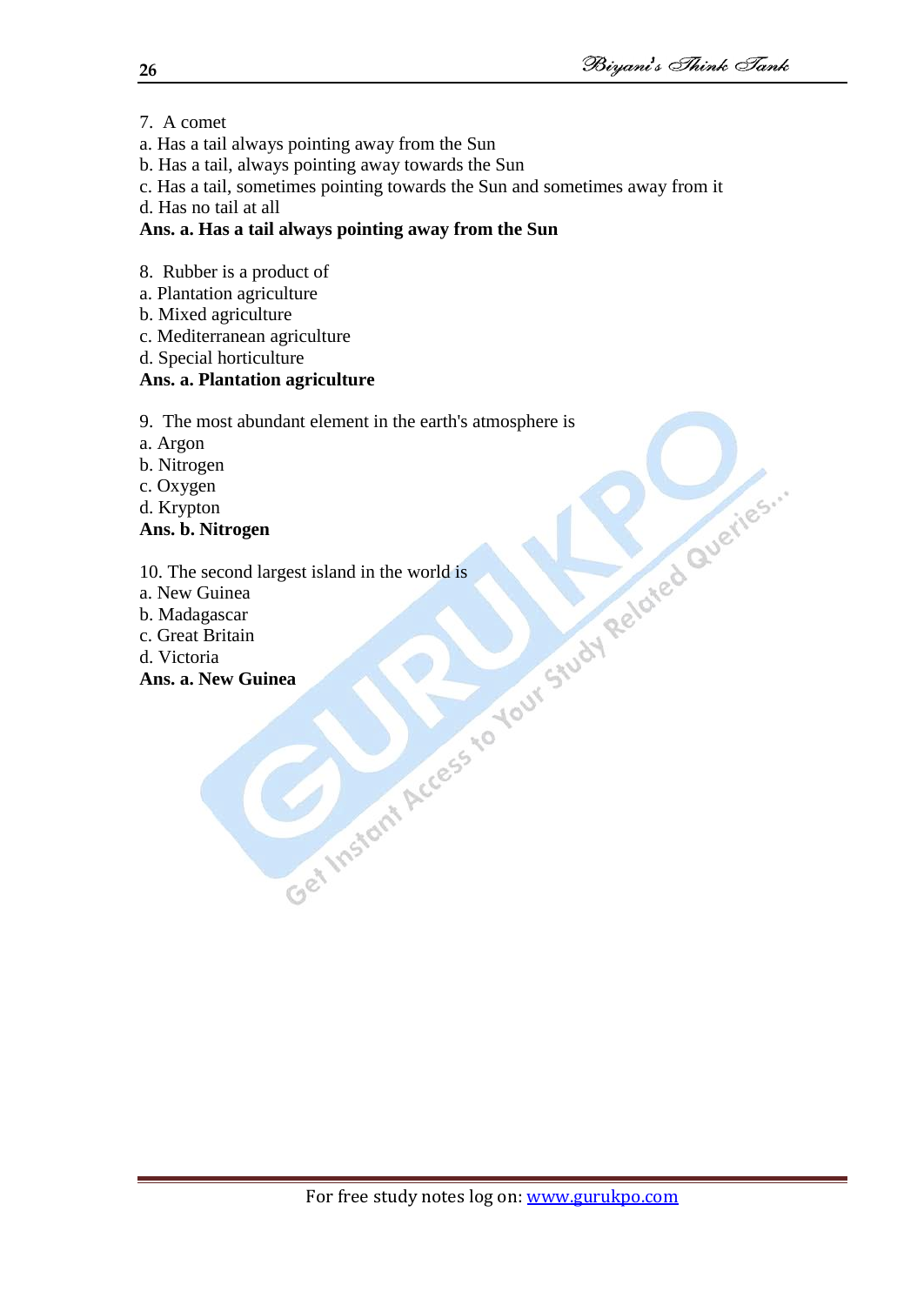7. A comet

a. Has a tail always pointing away from the Sun

b. Has a tail, always pointing away towards the Sun

c. Has a tail, sometimes pointing towards the Sun and sometimes away from it

d. Has no tail at all

**Ans. a. Has a tail always pointing away from the Sun**

8. Rubber is a product of

a. Plantation agriculture

b. Mixed agriculture

c. Mediterranean agriculture

d. Special horticulture

**Ans. a. Plantation agriculture**

9. The most abundant element in the earth's atmosphere is

a. Argon

b. Nitrogen

c. Oxygen

d. Krypton

**Ans. b. Nitrogen**

10. The second largest island in the world is

a. New Guinea

b. Madagascar

c. Great Britain

d. Victoria

**Ans. a. New Guinea**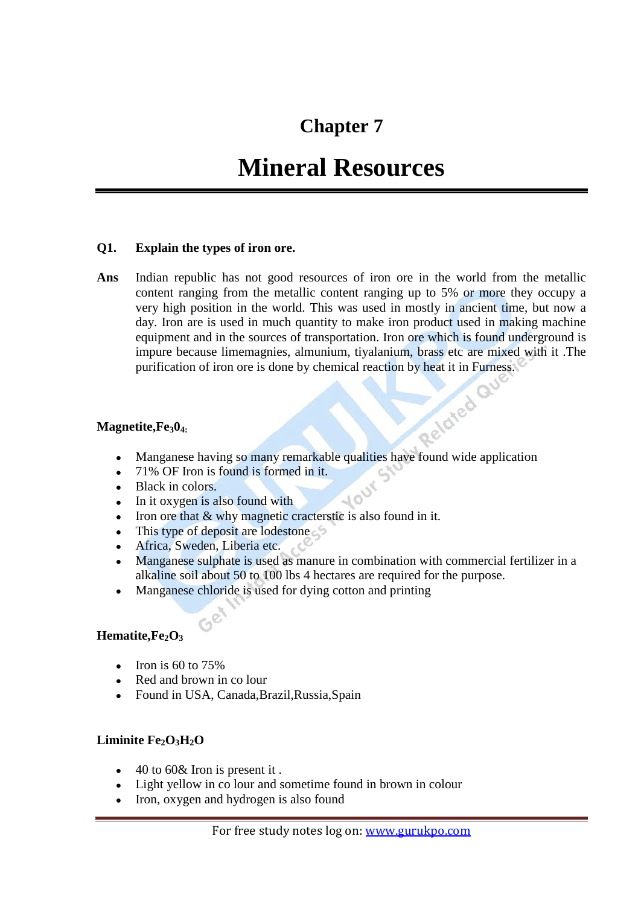# Chapter 7

# Mineral Resources

**Q1. Explain the types of iron ore.**

**Ans** Indian republic has not good resources of iron ore in the world from the metallic content ranging from the metallic content ranging up to 5% or more they occupy a very high position in the world. This was used in mostly in ancient time, but now a day. Iron are is used in much quantity to make iron product used in making machine equipment and in the sources of transportation. Iron ore which is found underground is impure because limemagnies, almunium, tiyalanium, brass etc are mixed with it .The purification of iron ore is done by chemical reaction by heat it in Furness.

**Magnetite,$Fe_30_4$:**

- Manganese having so many remarkable qualities have found wide application
- 71% OF Iron is found is formed in it.
- Black in colors.
- In it oxygen is also found with
- Iron ore that & why magnetic cracterstic is also found in it.
- This type of deposit are lodestone
- Africa, Sweden, Liberia etc.
- Manganese sulphate is used as manure in combination with commercial fertilizer in a alkaline soil about 50 to 100 lbs 4 hectares are required for the purpose.
- Manganese chloride is used for dying cotton and printing

**Hematite,$Fe_2O_3$**

- Iron is 60 to 75%
- Red and brown in co lour
- Found in USA, Canada,Brazil,Russia,Spain

**Liminite $Fe_2O_3H_2O$**

- 40 to 60& Iron is present it .
- Light yellow in co lour and sometime found in brown in colour
- Iron, oxygen and hydrogen is also found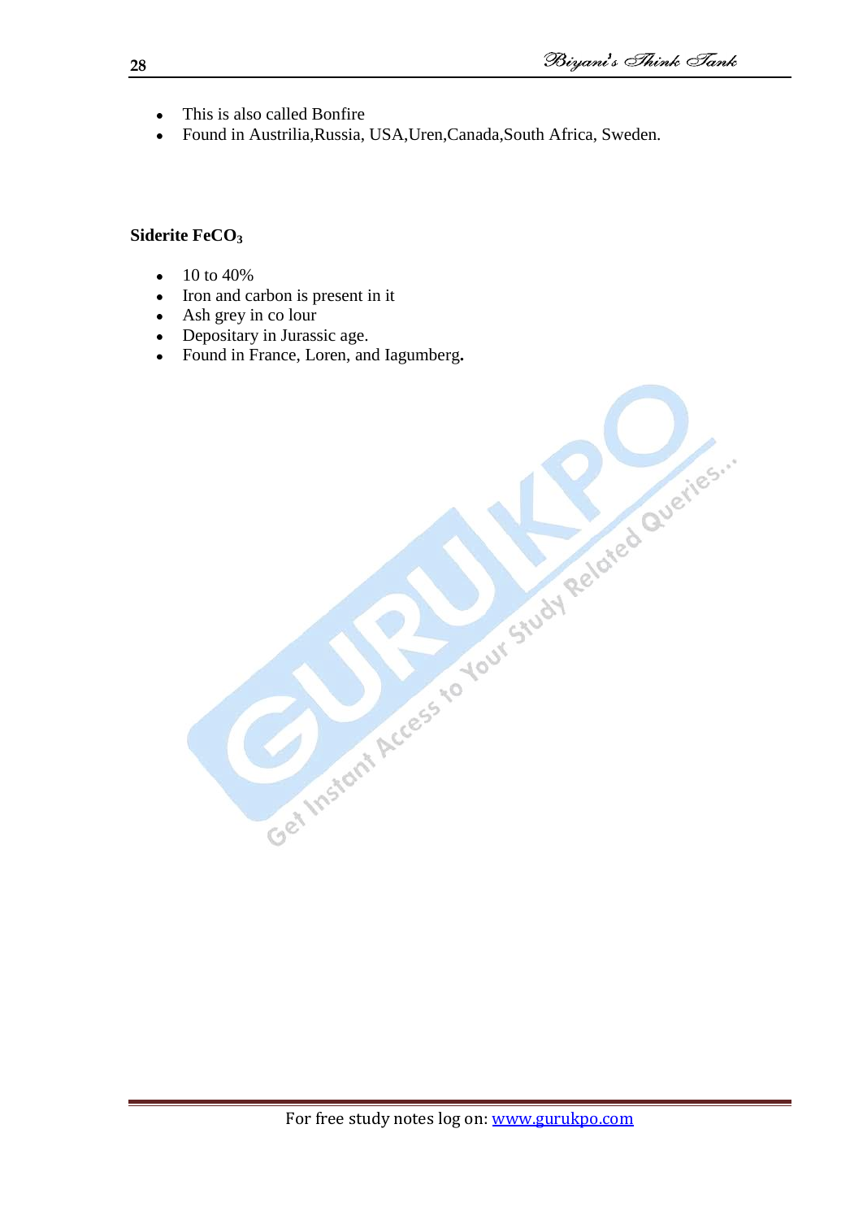- This is also called Bonfire
- Found in Austrilia,Russia, USA,Uren,Canada,South Africa, Sweden.

**Siderite $FeCO_3$**

- 10 to 40%
- Iron and carbon is present in it
- Ash grey in co lour
- Depositary in Jurassic age.
- Found in France, Loren, and Iagumberg**.**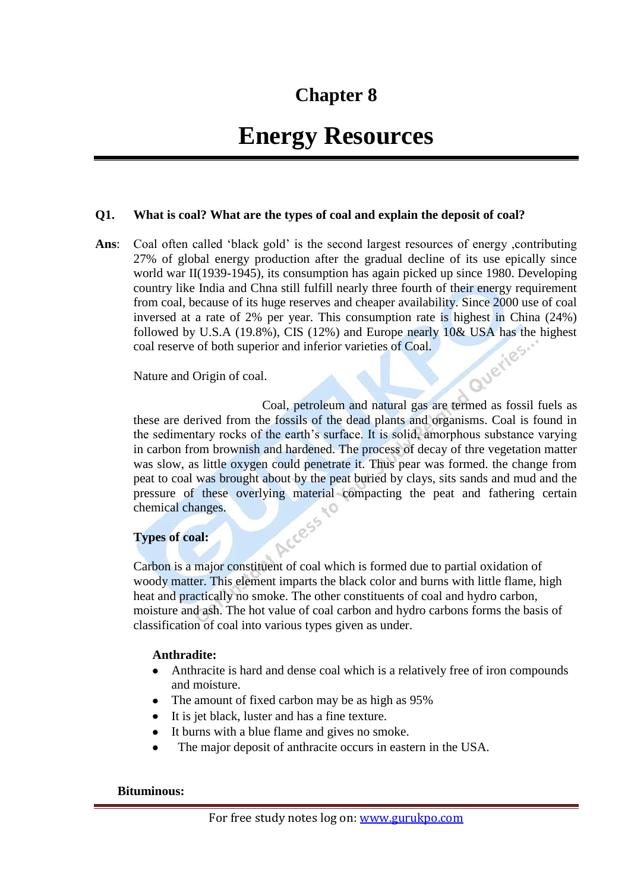# Chapter 8

# Energy Resources

**Q1. What is coal? What are the types of coal and explain the deposit of coal?**

**Ans**: Coal often called 'black gold' is the second largest resources of energy ,contributing 27% of global energy production after the gradual decline of its use epically since world war II(1939-1945), its consumption has again picked up since 1980. Developing country like India and Chna still fulfill nearly three fourth of their energy requirement from coal, because of its huge reserves and cheaper availability. Since 2000 use of coal inversed at a rate of 2% per year. This consumption rate is highest in China (24%) followed by U.S.A (19.8%), CIS (12%) and Europe nearly 10& USA has the highest coal reserve of both superior and inferior varieties of Coal.

Nature and Origin of coal.

Coal, petroleum and natural gas are termed as fossil fuels as these are derived from the fossils of the dead plants and organisms. Coal is found in the sedimentary rocks of the earth's surface. It is solid, amorphous substance varying in carbon from brownish and hardened. The process of decay of thre vegetation matter was slow, as little oxygen could penetrate it. Thus pear was formed. the change from peat to coal was brought about by the peat buried by clays, sits sands and mud and the pressure of these overlying material compacting the peat and fathering certain chemical changes.

**Types of coal:**

Carbon is a major constituent of coal which is formed due to partial oxidation of woody matter. This element imparts the black color and burns with little flame, high heat and practically no smoke. The other constituents of coal and hydro carbon, moisture and ash. The hot value of coal carbon and hydro carbons forms the basis of classification of coal into various types given as under.

**Anthradite:**

- Anthracite is hard and dense coal which is a relatively free of iron compounds and moisture.
- The amount of fixed carbon may be as high as 95%
- It is jet black, luster and has a fine texture.
- It burns with a blue flame and gives no smoke.
- The major deposit of anthracite occurs in eastern in the USA.

**Bituminous:**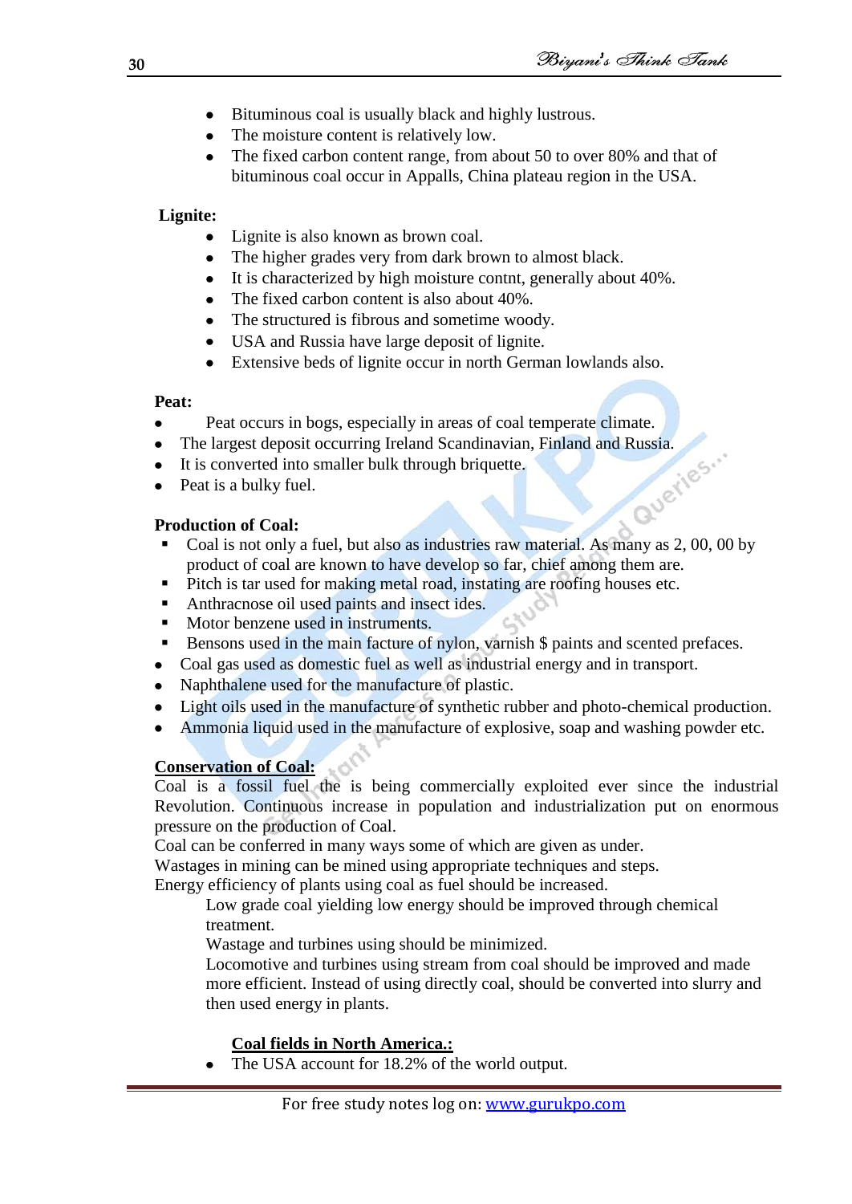- Bituminous coal is usually black and highly lustrous.
- The moisture content is relatively low.
- The fixed carbon content range, from about 50 to over 80% and that of bituminous coal occur in Appalls, China plateau region in the USA.

**Lignite:**

- Lignite is also known as brown coal.
- The higher grades very from dark brown to almost black.
- It is characterized by high moisture contnt, generally about 40%.
- The fixed carbon content is also about 40%.
- The structured is fibrous and sometime woody.
- USA and Russia have large deposit of lignite.
- Extensive beds of lignite occur in north German lowlands also.

**Peat:**

- Peat occurs in bogs, especially in areas of coal temperate climate.
- The largest deposit occurring Ireland Scandinavian, Finland and Russia.
- It is converted into smaller bulk through briquette.
- Peat is a bulky fuel.

**Production of Coal:**

- Coal is not only a fuel, but also as industries raw material. As many as 2, 00, 00 by product of coal are known to have develop so far, chief among them are.
- Pitch is tar used for making metal road, instating are roofing houses etc.
- Anthracnose oil used paints and insect ides.
- Motor benzene used in instruments.
- Bensons used in the main facture of nylon, varnish $ paints and scented prefaces.
- Coal gas used as domestic fuel as well as industrial energy and in transport.
- Naphthalene used for the manufacture of plastic.
- Light oils used in the manufacture of synthetic rubber and photo-chemical production.
- Ammonia liquid used in the manufacture of explosive, soap and washing powder etc.

**Conservation of Coal:**

Coal is a fossil fuel the is being commercially exploited ever since the industrial Revolution. Continuous increase in population and industrialization put on enormous pressure on the production of Coal.

Coal can be conferred in many ways some of which are given as under.

Wastages in mining can be mined using appropriate techniques and steps.

Energy efficiency of plants using coal as fuel should be increased.

Low grade coal yielding low energy should be improved through chemical treatment.

Wastage and turbines using should be minimized.

Locomotive and turbines using stream from coal should be improved and made more efficient. Instead of using directly coal, should be converted into slurry and then used energy in plants.

**Coal fields in North America.:**

- The USA account for 18.2% of the world output.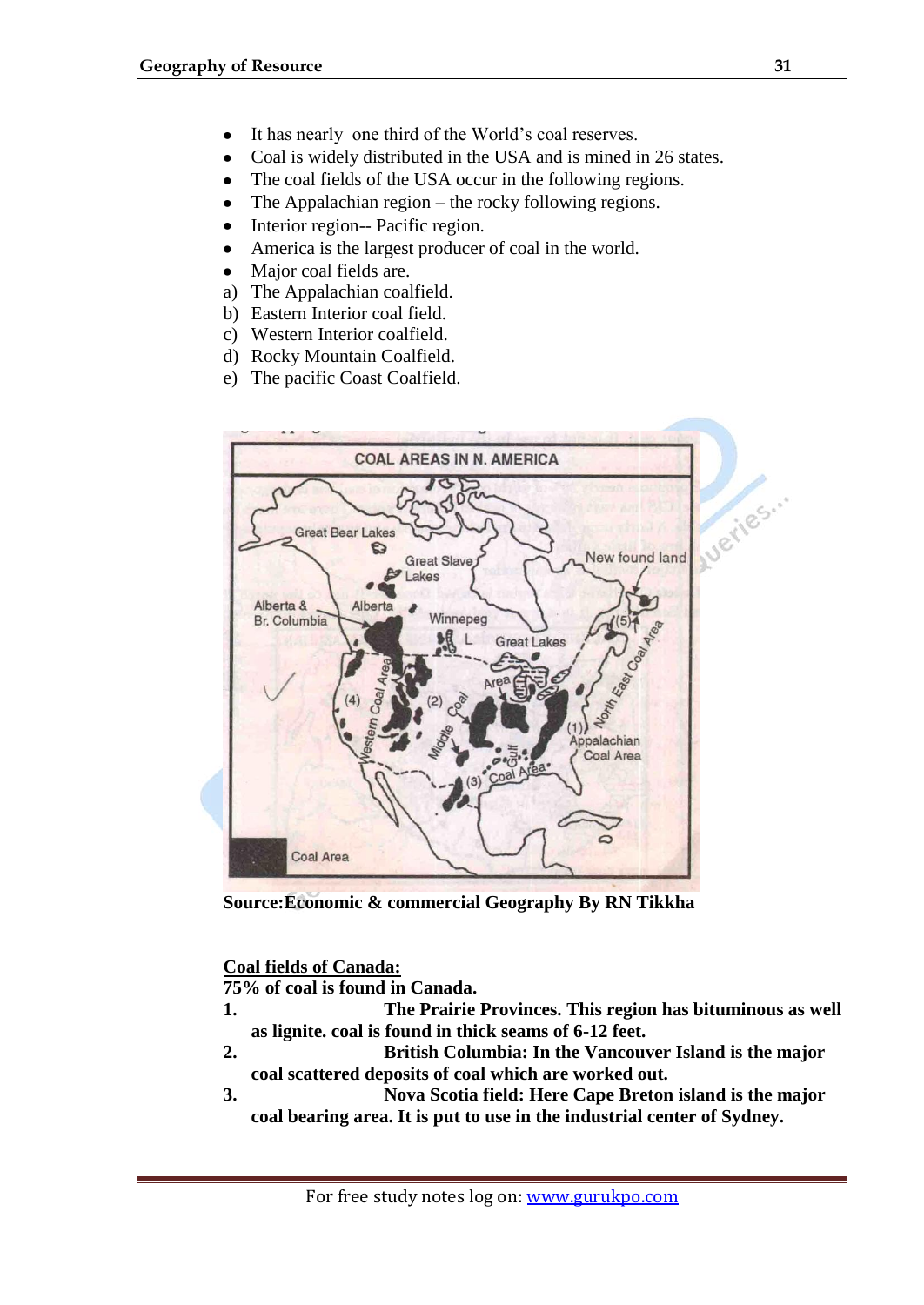- It has nearly one third of the World's coal reserves.
- Coal is widely distributed in the USA and is mined in 26 states.
- The coal fields of the USA occur in the following regions.
- The Appalachian region – the rocky following regions.
- Interior region-- Pacific region.
- America is the largest producer of coal in the world.
- Major coal fields are.

a) The Appalachian coalfield.
b) Eastern Interior coal field.
c) Western Interior coalfield.
d) Rocky Mountain Coalfield.
e) The pacific Coast Coalfield.

**Source:Economic & commercial Geography By RN Tikkha**

**<u>Coal fields of Canada:</u>**

**75% of coal is found in Canada.**

1. **The Prairie Provinces. This region has bituminous as well as lignite. coal is found in thick seams of 6-12 feet.**
2. **British Columbia: In the Vancouver Island is the major coal scattered deposits of coal which are worked out.**
3. **Nova Scotia field: Here Cape Breton island is the major coal bearing area. It is put to use in the industrial center of Sydney.**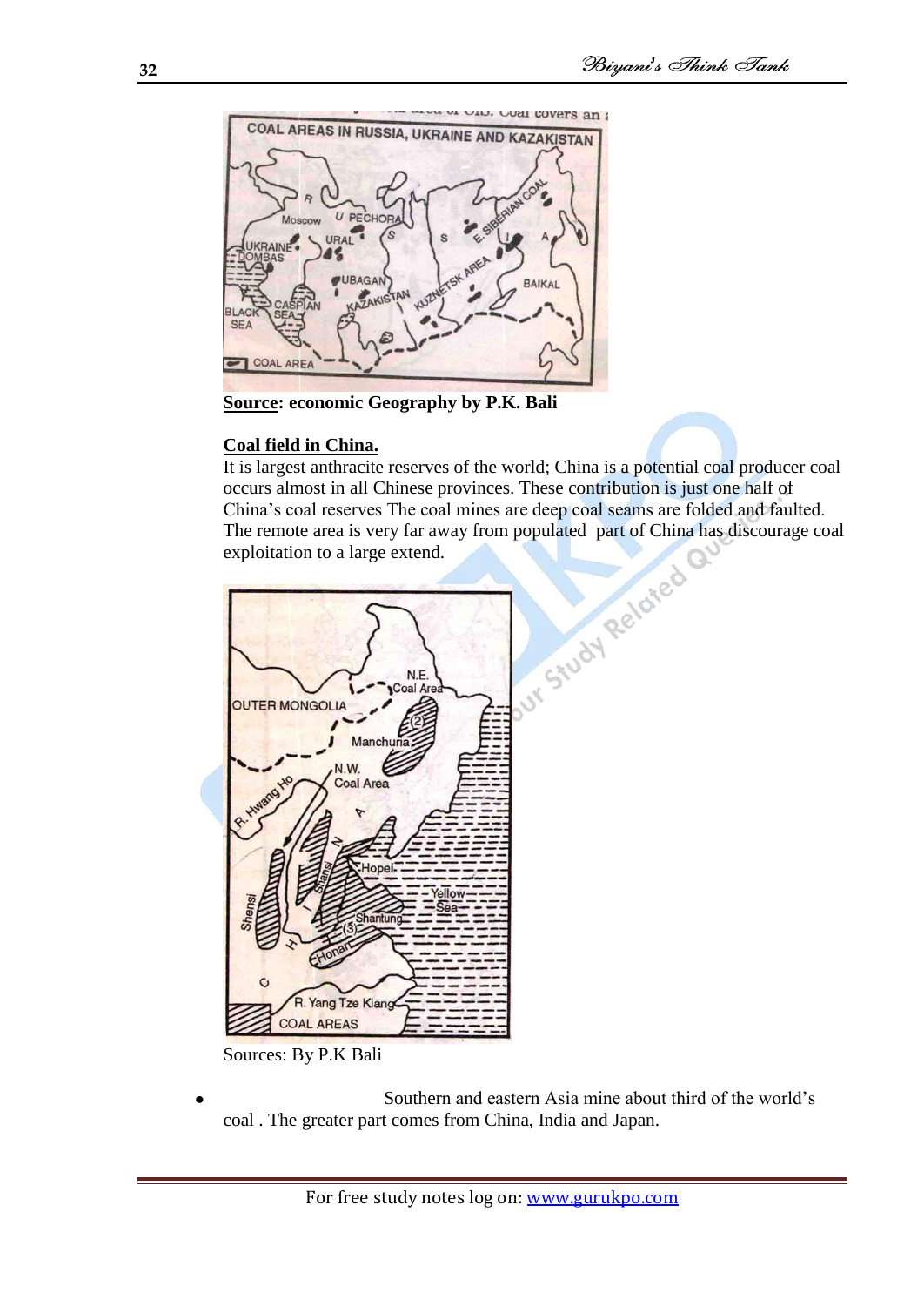**Source: economic Geography by P.K. Bali**

**Coal field in China.**

It is largest anthracite reserves of the world; China is a potential coal producer coal occurs almost in all Chinese provinces. These contribution is just one half of China's coal reserves The coal mines are deep coal seams are folded and faulted. The remote area is very far away from populated part of China has discourage coal exploitation to a large extend.

Sources: By P.K Bali

- Southern and eastern Asia mine about third of the world's coal . The greater part comes from China, India and Japan.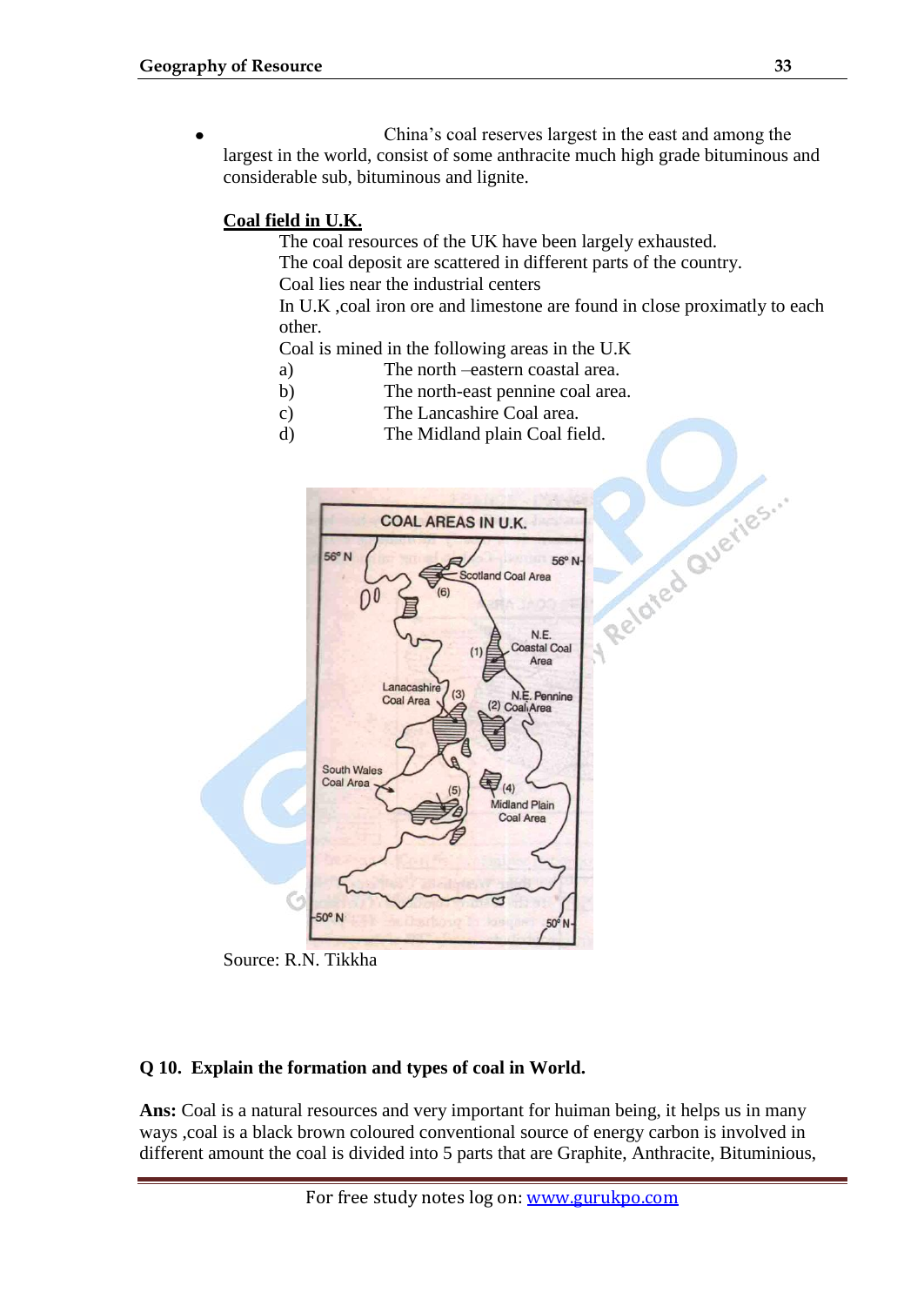- China's coal reserves largest in the east and among the largest in the world, consist of some anthracite much high grade bituminous and considerable sub, bituminous and lignite.

**Coal field in U.K.**

The coal resources of the UK have been largely exhausted.

The coal deposit are scattered in different parts of the country.

Coal lies near the industrial centers

In U.K ,coal iron ore and limestone are found in close proximatly to each other.

Coal is mined in the following areas in the U.K

a) The north –eastern coastal area.

b) The north-east pennine coal area.

c) The Lancashire Coal area.

d) The Midland plain Coal field.

Source: R.N. Tikkha

**Q 10. Explain the formation and types of coal in World.**

**Ans:** Coal is a natural resources and very important for huiman being, it helps us in many ways ,coal is a black brown coloured conventional source of energy carbon is involved in different amount the coal is divided into 5 parts that are Graphite, Anthracite, Bituminious,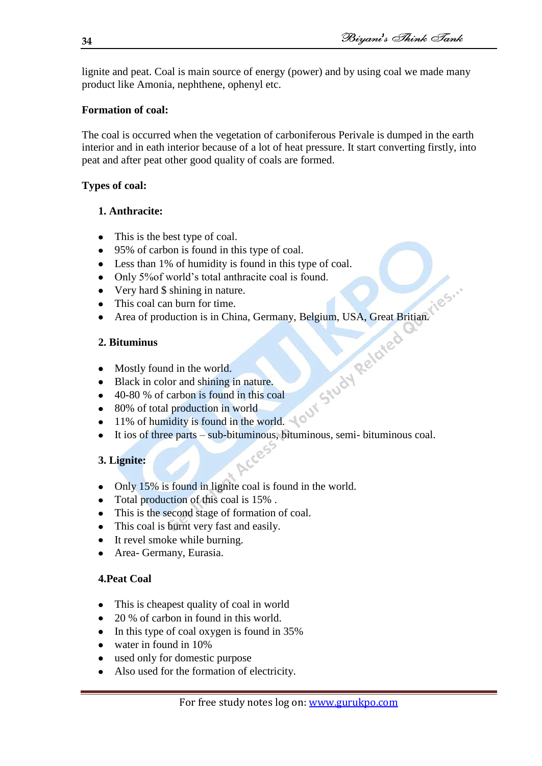lignite and peat. Coal is main source of energy (power) and by using coal we made many product like Amonia, nephthene, ophenyl etc.

**Formation of coal:**

The coal is occurred when the vegetation of carboniferous Perivale is dumped in the earth interior and in eath interior because of a lot of heat pressure. It start converting firstly, into peat and after peat other good quality of coals are formed.

**Types of coal:**

**1. Anthracite:**

- This is the best type of coal.
- 95% of carbon is found in this type of coal.
- Less than 1% of humidity is found in this type of coal.
- Only 5%of world's total anthracite coal is found.
- Very hard $ shining in nature.
- This coal can burn for time.
- Area of production is in China, Germany, Belgium, USA, Great Britian.

**2. Bituminus**

- Mostly found in the world.
- Black in color and shining in nature.
- 40-80 % of carbon is found in this coal
- 80% of total production in world
- 11% of humidity is found in the world.
- It ios of three parts – sub-bituminous, bituminous, semi- bituminous coal.

**3. Lignite:**

- Only 15% is found in lignite coal is found in the world.
- Total production of this coal is 15% .
- This is the second stage of formation of coal.
- This coal is burnt very fast and easily.
- It revel smoke while burning.
- Area- Germany, Eurasia.

**4.Peat Coal**

- This is cheapest quality of coal in world
- 20 % of carbon in found in this world.
- In this type of coal oxygen is found in 35%
- water in found in 10%
- used only for domestic purpose
- Also used for the formation of electricity.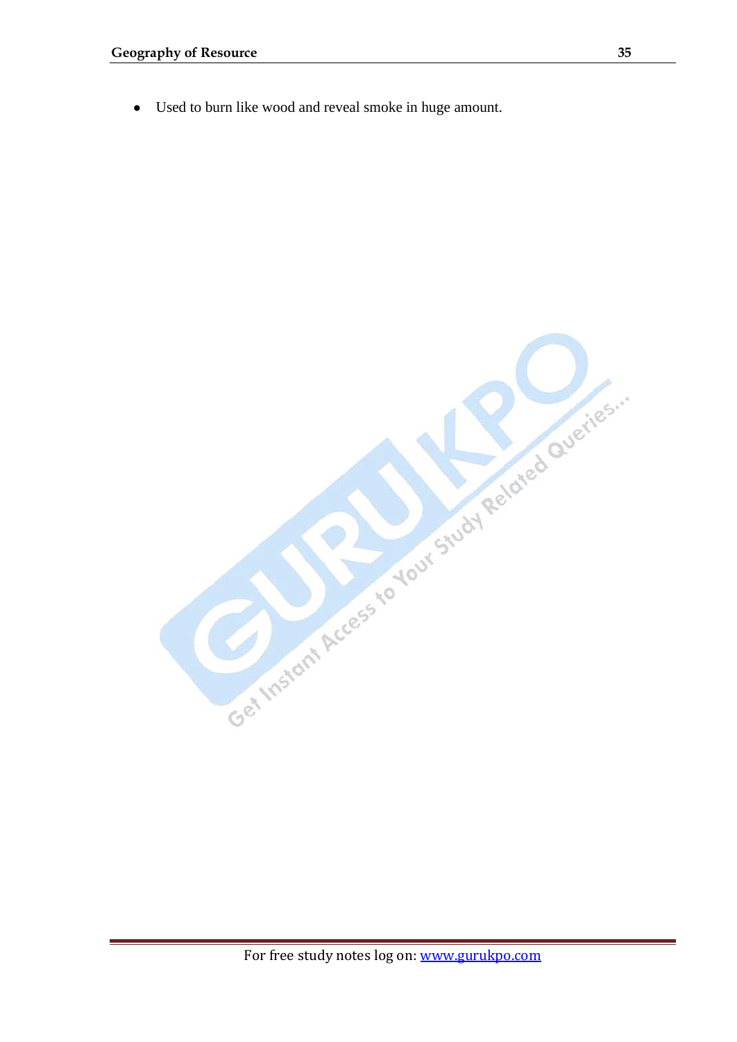- Used to burn like wood and reveal smoke in huge amount.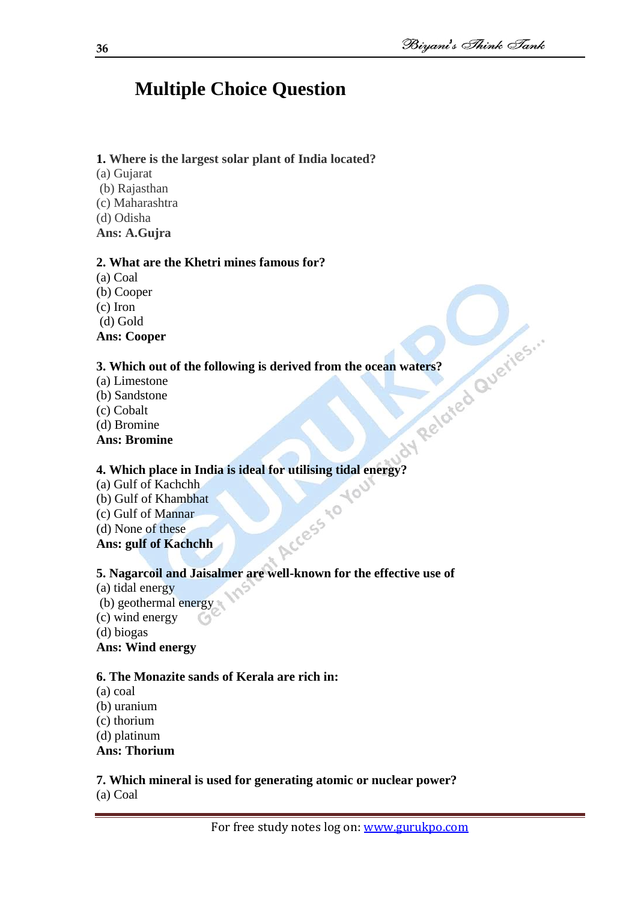# Multiple Choice Question

**1. Where is the largest solar plant of India located?**
(a) Gujarat
(b) Rajasthan
(c) Maharashtra
(d) Odisha
**Ans: A.Gujra**

**2. What are the Khetri mines famous for?**
(a) Coal
(b) Cooper
(c) Iron
(d) Gold
**Ans: Cooper**

**3. Which out of the following is derived from the ocean waters?**
(a) Limestone
(b) Sandstone
(c) Cobalt
(d) Bromine
**Ans: Bromine**

**4. Which place in India is ideal for utilising tidal energy?**
(a) Gulf of Kachchh
(b) Gulf of Khambhat
(c) Gulf of Mannar
(d) None of these
**Ans: gulf of Kachchh**

**5. Nagarcoil and Jaisalmer are well-known for the effective use of**
(a) tidal energy
(b) geothermal energy
(c) wind energy
(d) biogas
**Ans: Wind energy**

**6. The Monazite sands of Kerala are rich in:**
(a) coal
(b) uranium
(c) thorium
(d) platinum
**Ans: Thorium**

**7. Which mineral is used for generating atomic or nuclear power?**
(a) Coal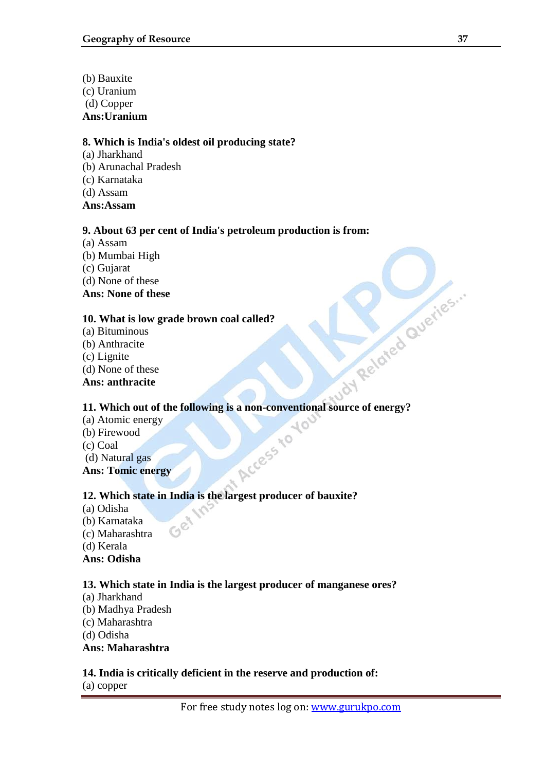(b) Bauxite
(c) Uranium
(d) Copper
**Ans:Uranium**

**8. Which is India's oldest oil producing state?**
(a) Jharkhand
(b) Arunachal Pradesh
(c) Karnataka
(d) Assam
**Ans:Assam**

**9. About 63 per cent of India's petroleum production is from:**
(a) Assam
(b) Mumbai High
(c) Gujarat
(d) None of these
**Ans: None of these**

**10. What is low grade brown coal called?**
(a) Bituminous
(b) Anthracite
(c) Lignite
(d) None of these
**Ans: anthracite**

**11. Which out of the following is a non-conventional source of energy?**
(a) Atomic energy
(b) Firewood
(c) Coal
(d) Natural gas
**Ans: Tomic energy**

**12. Which state in India is the largest producer of bauxite?**
(a) Odisha
(b) Karnataka
(c) Maharashtra
(d) Kerala
**Ans: Odisha**

**13. Which state in India is the largest producer of manganese ores?**
(a) Jharkhand
(b) Madhya Pradesh
(c) Maharashtra
(d) Odisha
**Ans: Maharashtra**

**14. India is critically deficient in the reserve and production of:**
(a) copper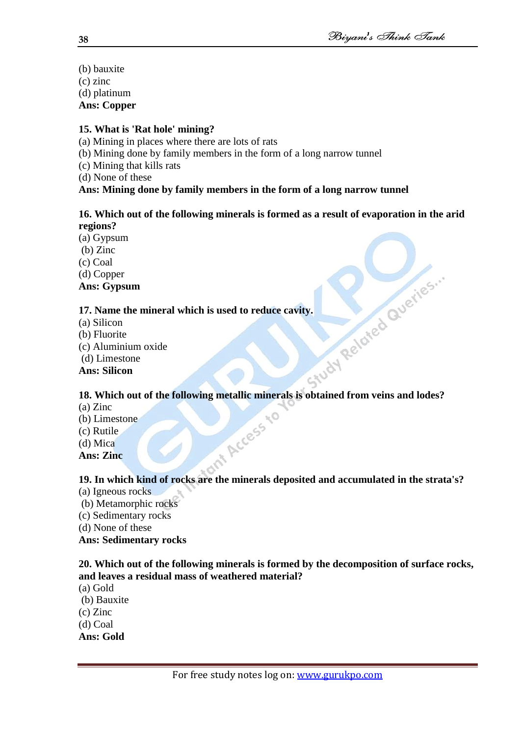(b) bauxite
(c) zinc
(d) platinum
**Ans: Copper**

**15. What is 'Rat hole' mining?**
(a) Mining in places where there are lots of rats
(b) Mining done by family members in the form of a long narrow tunnel
(c) Mining that kills rats
(d) None of these
**Ans: Mining done by family members in the form of a long narrow tunnel**

**16. Which out of the following minerals is formed as a result of evaporation in the arid regions?**
(a) Gypsum
(b) Zinc
(c) Coal
(d) Copper
**Ans: Gypsum**

**17. Name the mineral which is used to reduce cavity.**
(a) Silicon
(b) Fluorite
(c) Aluminium oxide
(d) Limestone
**Ans: Silicon**

**18. Which out of the following metallic minerals is obtained from veins and lodes?**
(a) Zinc
(b) Limestone
(c) Rutile
(d) Mica
**Ans: Zinc**

**19. In which kind of rocks are the minerals deposited and accumulated in the strata's?**
(a) Igneous rocks
(b) Metamorphic rocks
(c) Sedimentary rocks
(d) None of these
**Ans: Sedimentary rocks**

**20. Which out of the following minerals is formed by the decomposition of surface rocks, and leaves a residual mass of weathered material?**
(a) Gold
(b) Bauxite
(c) Zinc
(d) Coal
**Ans: Gold**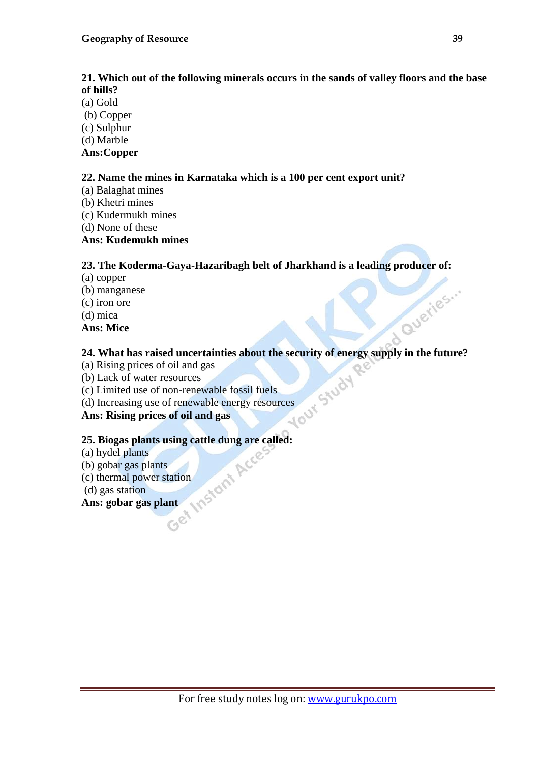**21. Which out of the following minerals occurs in the sands of valley floors and the base of hills?**

(a) Gold
(b) Copper
(c) Sulphur
(d) Marble

**Ans:Copper**

**22. Name the mines in Karnataka which is a 100 per cent export unit?**

(a) Balaghat mines
(b) Khetri mines
(c) Kudermukh mines
(d) None of these

**Ans: Kudemukh mines**

**23. The Koderma-Gaya-Hazaribagh belt of Jharkhand is a leading producer of:**

(a) copper
(b) manganese
(c) iron ore
(d) mica

**Ans: Mice**

**24. What has raised uncertainties about the security of energy supply in the future?**

(a) Rising prices of oil and gas
(b) Lack of water resources
(c) Limited use of non-renewable fossil fuels
(d) Increasing use of renewable energy resources

**Ans: Rising prices of oil and gas**

**25. Biogas plants using cattle dung are called:**

(a) hydel plants
(b) gobar gas plants
(c) thermal power station
(d) gas station

**Ans: gobar gas plant**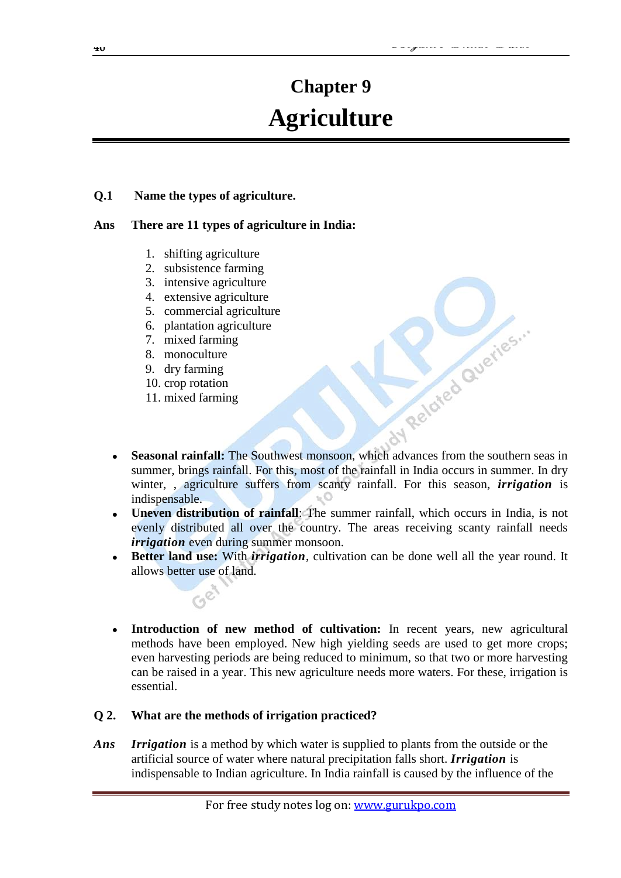# Chapter 9

# Agriculture

**Q.1 Name the types of agriculture.**

**Ans There are 11 types of agriculture in India:**

1. shifting agriculture
2. subsistence farming
3. intensive agriculture
4. extensive agriculture
5. commercial agriculture
6. plantation agriculture
7. mixed farming
8. monoculture
9. dry farming
10. crop rotation
11. mixed farming

- **Seasonal rainfall:** The Southwest monsoon, which advances from the southern seas in summer, brings rainfall. For this, most of the rainfall in India occurs in summer. In dry winter, , agriculture suffers from scanty rainfall. For this season, ***irrigation*** is indispensable.
- **Uneven distribution of rainfall**: The summer rainfall, which occurs in India, is not evenly distributed all over the country. The areas receiving scanty rainfall needs ***irrigation*** even during summer monsoon.
- **Better land use:** With ***irrigation***, cultivation can be done well all the year round. It allows better use of land.

- **Introduction of new method of cultivation:** In recent years, new agricultural methods have been employed. New high yielding seeds are used to get more crops; even harvesting periods are being reduced to minimum, so that two or more harvesting can be raised in a year. This new agriculture needs more waters. For these, irrigation is essential.

**Q 2. What are the methods of irrigation practiced?**

***Ans*** ***Irrigation*** is a method by which water is supplied to plants from the outside or the artificial source of water where natural precipitation falls short. ***Irrigation*** is indispensable to Indian agriculture. In India rainfall is caused by the influence of the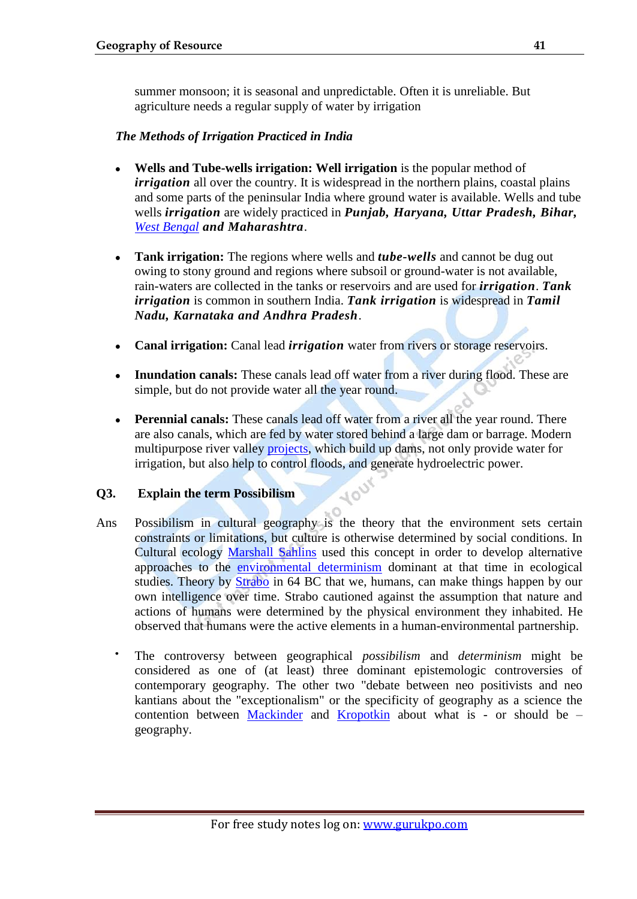summer monsoon; it is seasonal and unpredictable. Often it is unreliable. But agriculture needs a regular supply of water by irrigation

*The Methods of Irrigation Practiced in India*

- **Wells and Tube-wells irrigation: Well irrigation** is the popular method of ***irrigation*** all over the country. It is widespread in the northern plains, coastal plains and some parts of the peninsular India where ground water is available. Wells and tube wells ***irrigation*** are widely practiced in ***Punjab, Haryana, Uttar Pradesh, Bihar,*** *West Bengal* ***and Maharashtra***.

- **Tank irrigation:** The regions where wells and ***tube-wells*** and cannot be dug out owing to stony ground and regions where subsoil or ground-water is not available, rain-waters are collected in the tanks or reservoirs and are used for ***irrigation***. ***Tank irrigation*** is common in southern India. ***Tank irrigation*** is widespread in ***Tamil Nadu, Karnataka and Andhra Pradesh***.

- **Canal irrigation:** Canal lead ***irrigation*** water from rivers or storage reservoirs.

- **Inundation canals:** These canals lead off water from a river during flood. These are simple, but do not provide water all the year round.

- **Perennial canals:** These canals lead off water from a river all the year round. There are also canals, which are fed by water stored behind a large dam or barrage. Modern multipurpose river valley projects, which build up dams, not only provide water for irrigation, but also help to control floods, and generate hydroelectric power.

**Q3. Explain the term Possibilism**

Ans Possibilism in cultural geography is the theory that the environment sets certain constraints or limitations, but culture is otherwise determined by social conditions. In Cultural ecology Marshall Sahlins used this concept in order to develop alternative approaches to the environmental determinism dominant at that time in ecological studies. Theory by Strabo in 64 BC that we, humans, can make things happen by our own intelligence over time. Strabo cautioned against the assumption that nature and actions of humans were determined by the physical environment they inhabited. He observed that humans were the active elements in a human-environmental partnership.

- The controversy between geographical *possibilism* and *determinism* might be considered as one of (at least) three dominant epistemologic controversies of contemporary geography. The other two "debate between neo positivists and neo kantians about the "exceptionalism" or the specificity of geography as a science the contention between Mackinder and Kropotkin about what is - or should be – geography.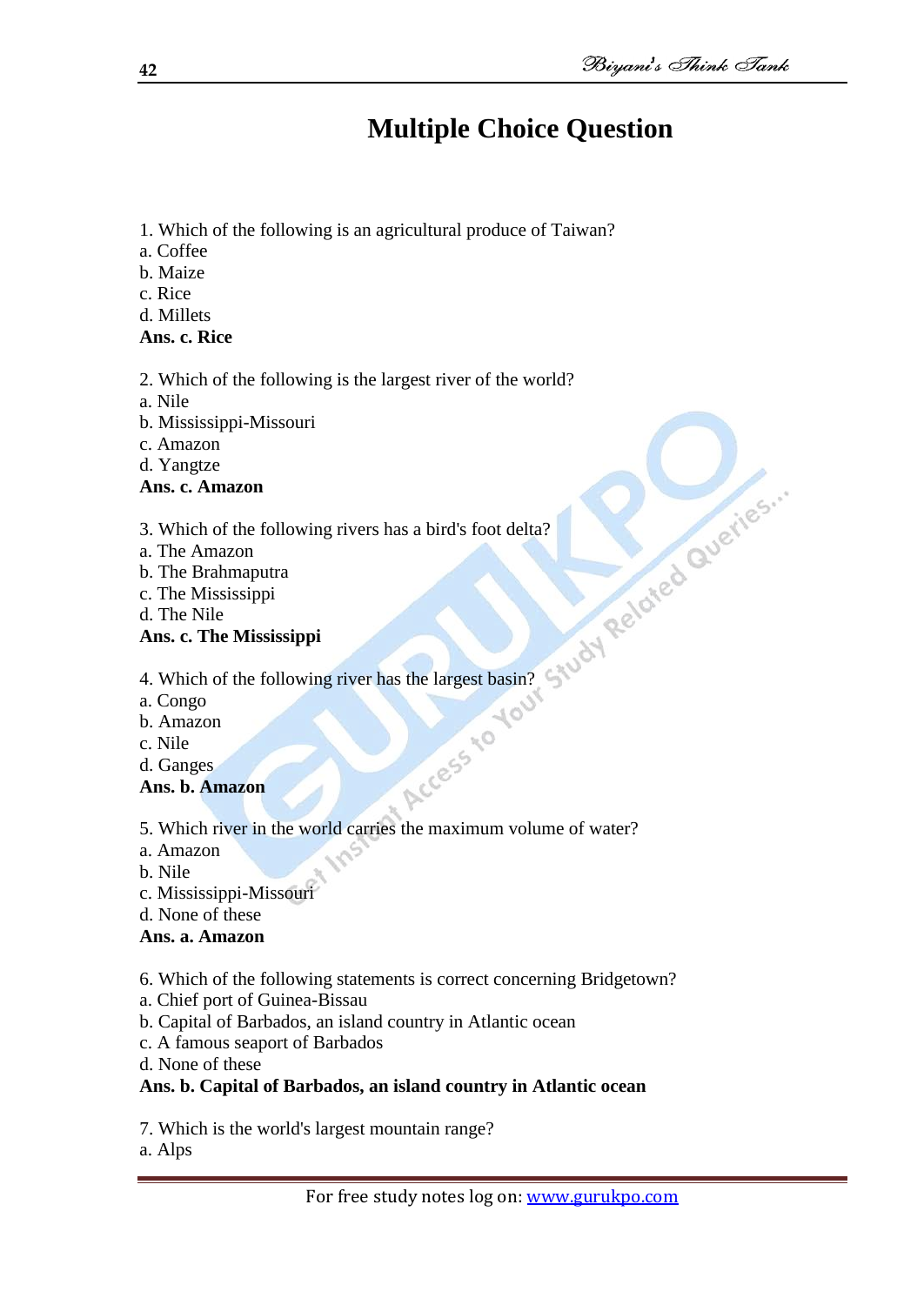# Multiple Choice Question

1. Which of the following is an agricultural produce of Taiwan?
a. Coffee
b. Maize
c. Rice
d. Millets
**Ans. c. Rice**

2. Which of the following is the largest river of the world?
a. Nile
b. Mississippi-Missouri
c. Amazon
d. Yangtze
**Ans. c. Amazon**

3. Which of the following rivers has a bird's foot delta?
a. The Amazon
b. The Brahmaputra
c. The Mississippi
d. The Nile
**Ans. c. The Mississippi**

4. Which of the following river has the largest basin?
a. Congo
b. Amazon
c. Nile
d. Ganges
**Ans. b. Amazon**

5. Which river in the world carries the maximum volume of water?
a. Amazon
b. Nile
c. Mississippi-Missouri
d. None of these
**Ans. a. Amazon**

6. Which of the following statements is correct concerning Bridgetown?
a. Chief port of Guinea-Bissau
b. Capital of Barbados, an island country in Atlantic ocean
c. A famous seaport of Barbados
d. None of these
**Ans. b. Capital of Barbados, an island country in Atlantic ocean**

7. Which is the world's largest mountain range?
a. Alps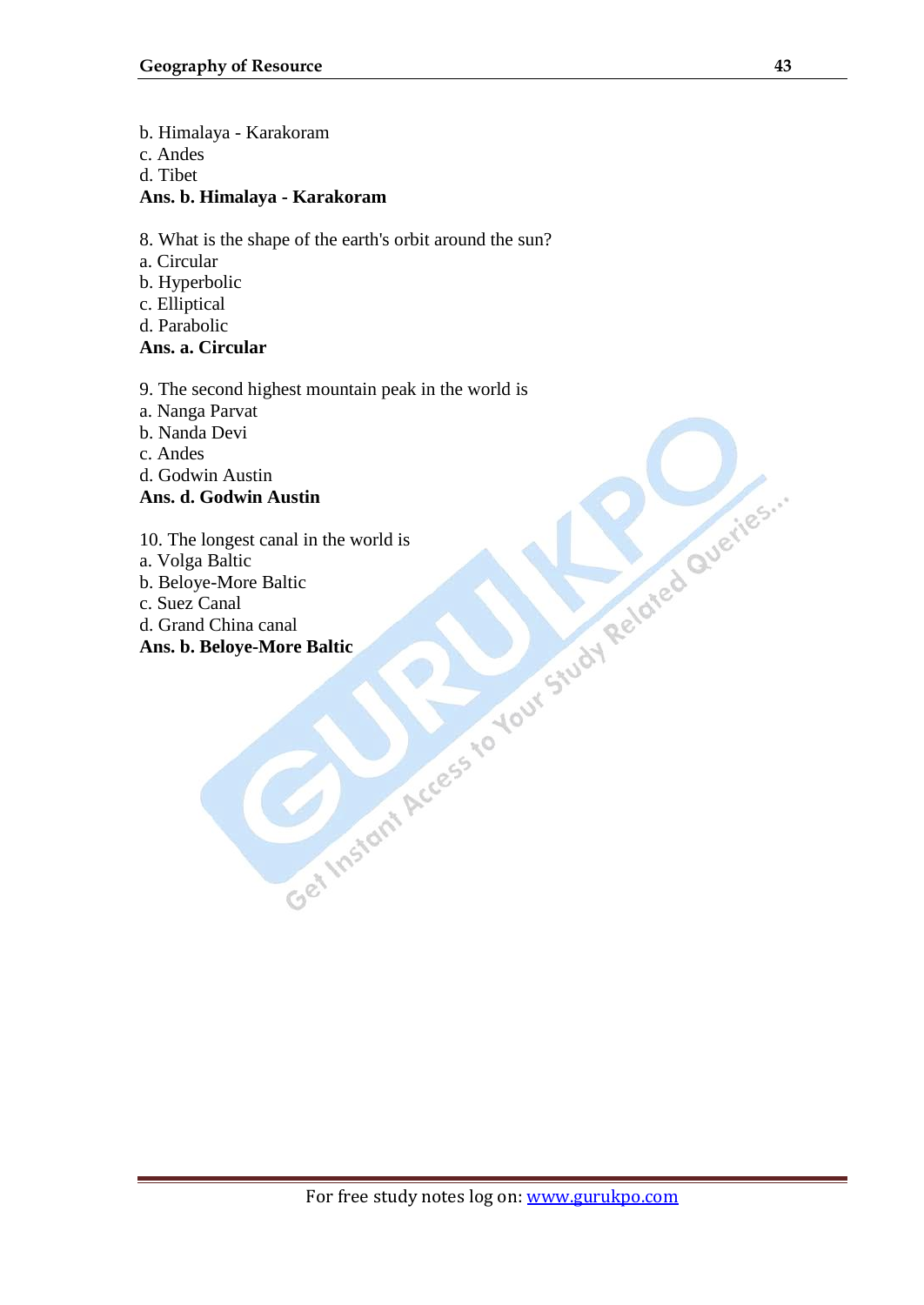b. Himalaya - Karakoram
c. Andes
d. Tibet
**Ans. b. Himalaya - Karakoram**

8. What is the shape of the earth's orbit around the sun?
a. Circular
b. Hyperbolic
c. Elliptical
d. Parabolic
**Ans. a. Circular**

9. The second highest mountain peak in the world is
a. Nanga Parvat
b. Nanda Devi
c. Andes
d. Godwin Austin
**Ans. d. Godwin Austin**

10. The longest canal in the world is
a. Volga Baltic
b. Beloye-More Baltic
c. Suez Canal
d. Grand China canal
**Ans. b. Beloye-More Baltic**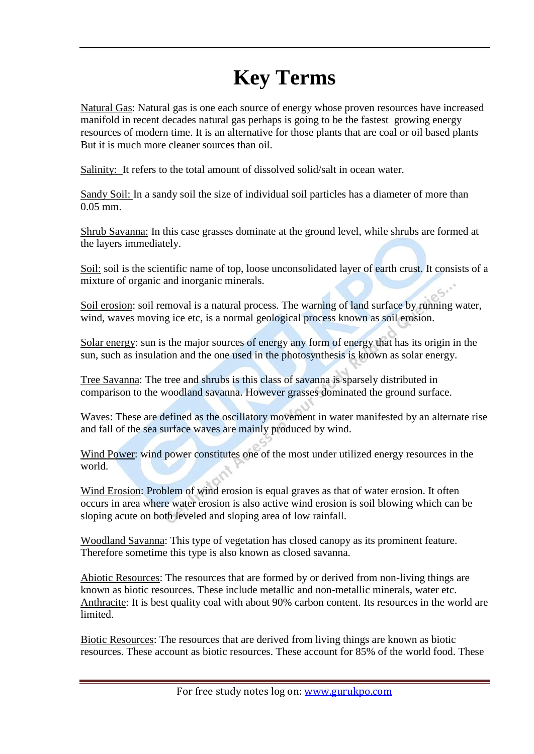# Key Terms

Natural Gas: Natural gas is one each source of energy whose proven resources have increased manifold in recent decades natural gas perhaps is going to be the fastest growing energy resources of modern time. It is an alternative for those plants that are coal or oil based plants But it is much more cleaner sources than oil.

Salinity: It refers to the total amount of dissolved solid/salt in ocean water.

Sandy Soil: In a sandy soil the size of individual soil particles has a diameter of more than 0.05 mm.

Shrub Savanna: In this case grasses dominate at the ground level, while shrubs are formed at the layers immediately.

Soil: soil is the scientific name of top, loose unconsolidated layer of earth crust. It consists of a mixture of organic and inorganic minerals.

Soil erosion: soil removal is a natural process. The warning of land surface by running water, wind, waves moving ice etc, is a normal geological process known as soil erosion.

Solar energy: sun is the major sources of energy any form of energy that has its origin in the sun, such as insulation and the one used in the photosynthesis is known as solar energy.

Tree Savanna: The tree and shrubs is this class of savanna is sparsely distributed in comparison to the woodland savanna. However grasses dominated the ground surface.

Waves: These are defined as the oscillatory movement in water manifested by an alternate rise and fall of the sea surface waves are mainly produced by wind.

Wind Power: wind power constitutes one of the most under utilized energy resources in the world.

Wind Erosion: Problem of wind erosion is equal graves as that of water erosion. It often occurs in area where water erosion is also active wind erosion is soil blowing which can be sloping acute on both leveled and sloping area of low rainfall.

Woodland Savanna: This type of vegetation has closed canopy as its prominent feature. Therefore sometime this type is also known as closed savanna.

Abiotic Resources: The resources that are formed by or derived from non-living things are known as biotic resources. These include metallic and non-metallic minerals, water etc.

Anthracite: It is best quality coal with about 90% carbon content. Its resources in the world are limited.

Biotic Resources: The resources that are derived from living things are known as biotic resources. These account as biotic resources. These account for 85% of the world food. These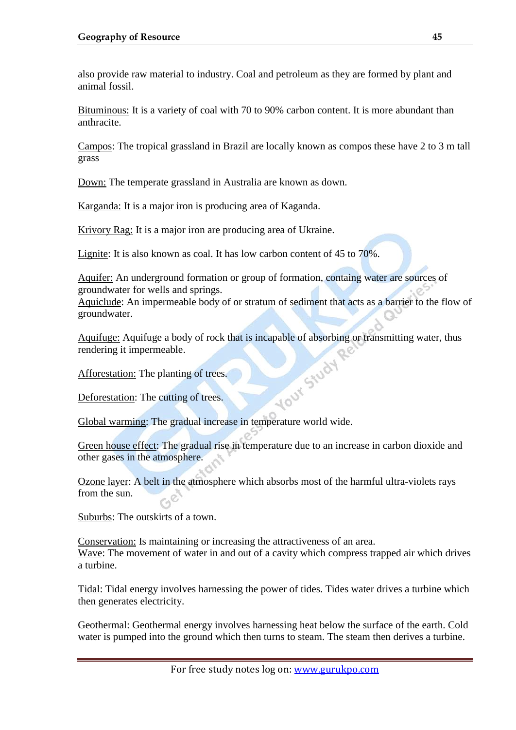also provide raw material to industry. Coal and petroleum as they are formed by plant and animal fossil.

Bituminous: It is a variety of coal with 70 to 90% carbon content. It is more abundant than anthracite.

Campos: The tropical grassland in Brazil are locally known as compos these have 2 to 3 m tall grass

Down: The temperate grassland in Australia are known as down.

Karganda: It is a major iron is producing area of Kaganda.

Krivory Rag: It is a major iron are producing area of Ukraine.

Lignite: It is also known as coal. It has low carbon content of 45 to 70%.

Aquifer: An underground formation or group of formation, containg water are sources of groundwater for wells and springs.
Aquiclude: An impermeable body of or stratum of sediment that acts as a barrier to the flow of groundwater.

Aquifuge: Aquifuge a body of rock that is incapable of absorbing or transmitting water, thus rendering it impermeable.

Afforestation: The planting of trees.

Deforestation: The cutting of trees.

Global warming: The gradual increase in temperature world wide.

Green house effect: The gradual rise in temperature due to an increase in carbon dioxide and other gases in the atmosphere.

Ozone layer: A belt in the atmosphere which absorbs most of the harmful ultra-violets rays from the sun.

Suburbs: The outskirts of a town.

Conservation: Is maintaining or increasing the attractiveness of an area.
Wave: The movement of water in and out of a cavity which compress trapped air which drives a turbine.

Tidal: Tidal energy involves harnessing the power of tides. Tides water drives a turbine which then generates electricity.

Geothermal: Geothermal energy involves harnessing heat below the surface of the earth. Cold water is pumped into the ground which then turns to steam. The steam then derives a turbine.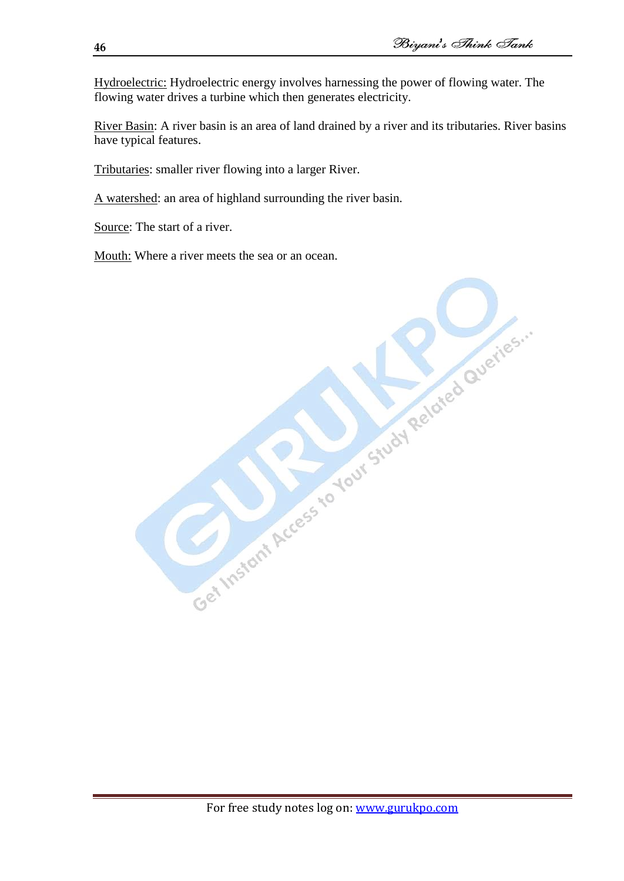Hydroelectric: Hydroelectric energy involves harnessing the power of flowing water. The flowing water drives a turbine which then generates electricity.

River Basin: A river basin is an area of land drained by a river and its tributaries. River basins have typical features.

Tributaries: smaller river flowing into a larger River.

A watershed: an area of highland surrounding the river basin.

Source: The start of a river.

Mouth: Where a river meets the sea or an ocean.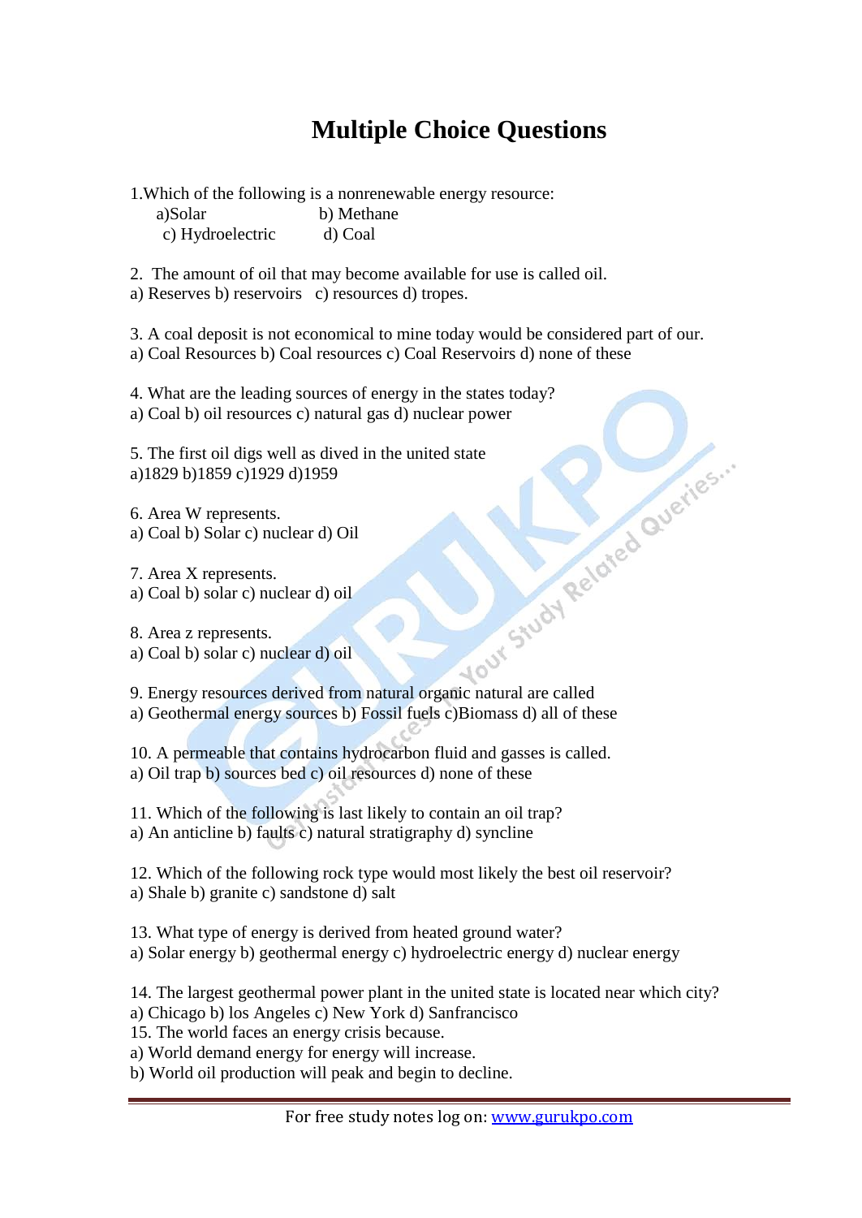# Multiple Choice Questions

1.Which of the following is a nonrenewable energy resource:
a)Solar b) Methane
c) Hydroelectric d) Coal

2. The amount of oil that may become available for use is called oil.
a) Reserves b) reservoirs c) resources d) tropes.

3. A coal deposit is not economical to mine today would be considered part of our.
a) Coal Resources b) Coal resources c) Coal Reservoirs d) none of these

4. What are the leading sources of energy in the states today?
a) Coal b) oil resources c) natural gas d) nuclear power

5. The first oil digs well as dived in the united state
a)1829 b)1859 c)1929 d)1959

6. Area W represents.
a) Coal b) Solar c) nuclear d) Oil

7. Area X represents.
a) Coal b) solar c) nuclear d) oil

8. Area z represents.
a) Coal b) solar c) nuclear d) oil

9. Energy resources derived from natural organic natural are called
a) Geothermal energy sources b) Fossil fuels c)Biomass d) all of these

10. A permeable that contains hydrocarbon fluid and gasses is called.
a) Oil trap b) sources bed c) oil resources d) none of these

11. Which of the following is last likely to contain an oil trap?
a) An anticline b) faults c) natural stratigraphy d) syncline

12. Which of the following rock type would most likely the best oil reservoir?
a) Shale b) granite c) sandstone d) salt

13. What type of energy is derived from heated ground water?
a) Solar energy b) geothermal energy c) hydroelectric energy d) nuclear energy

14. The largest geothermal power plant in the united state is located near which city?
a) Chicago b) los Angeles c) New York d) Sanfrancisco

15. The world faces an energy crisis because.
a) World demand energy for energy will increase.
b) World oil production will peak and begin to decline.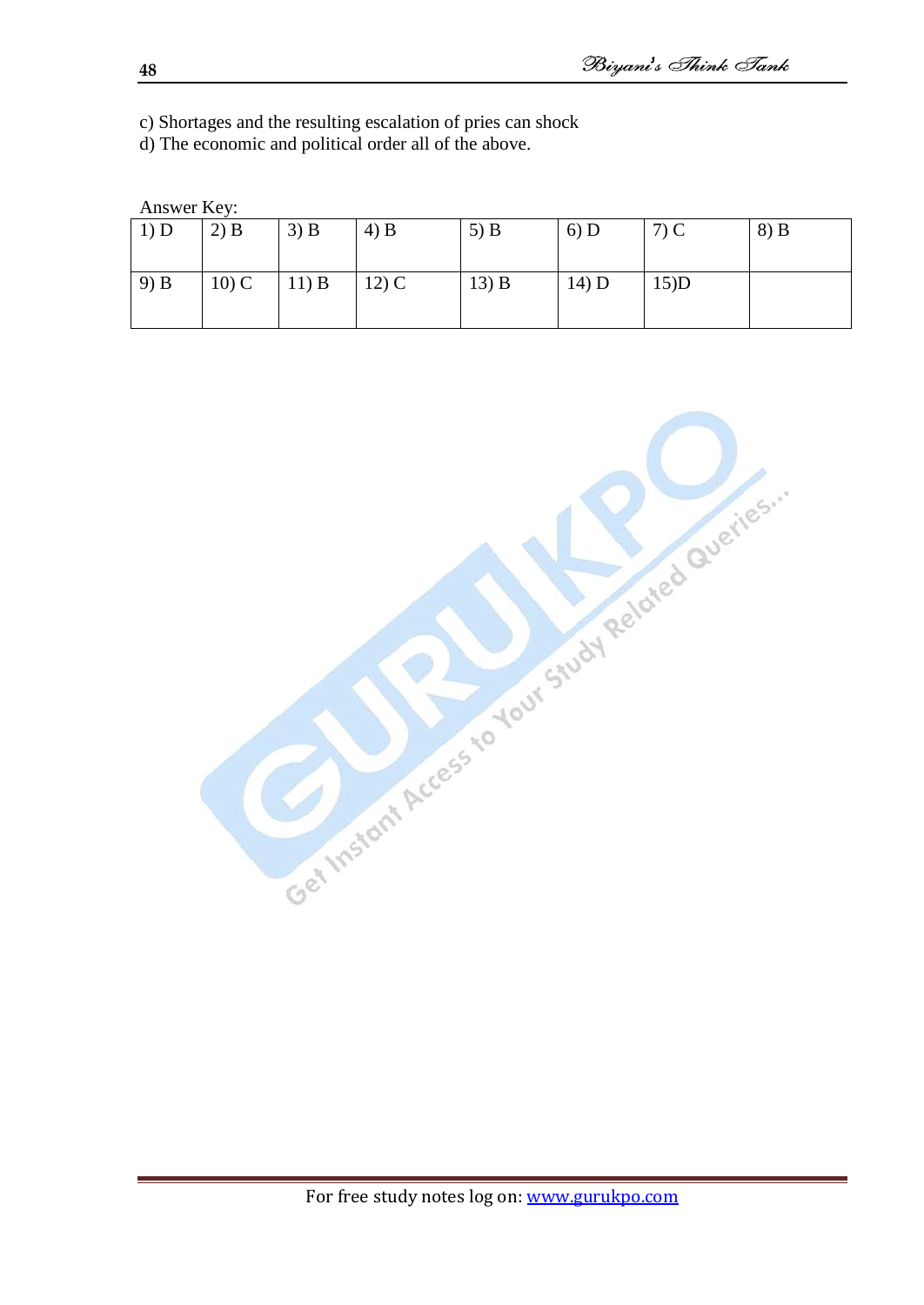c) Shortages and the resulting escalation of pries can shock
d) The economic and political order all of the above.

Answer Key:

| 1) D | 2) B | 3) B | 4) B | 5) B | 6) D | 7) C | 8) B |
|---|---|---|---|---|---|---|---|
| 9) B | 10) C | 11) B | 12) C | 13) B | 14) D | 15)D | |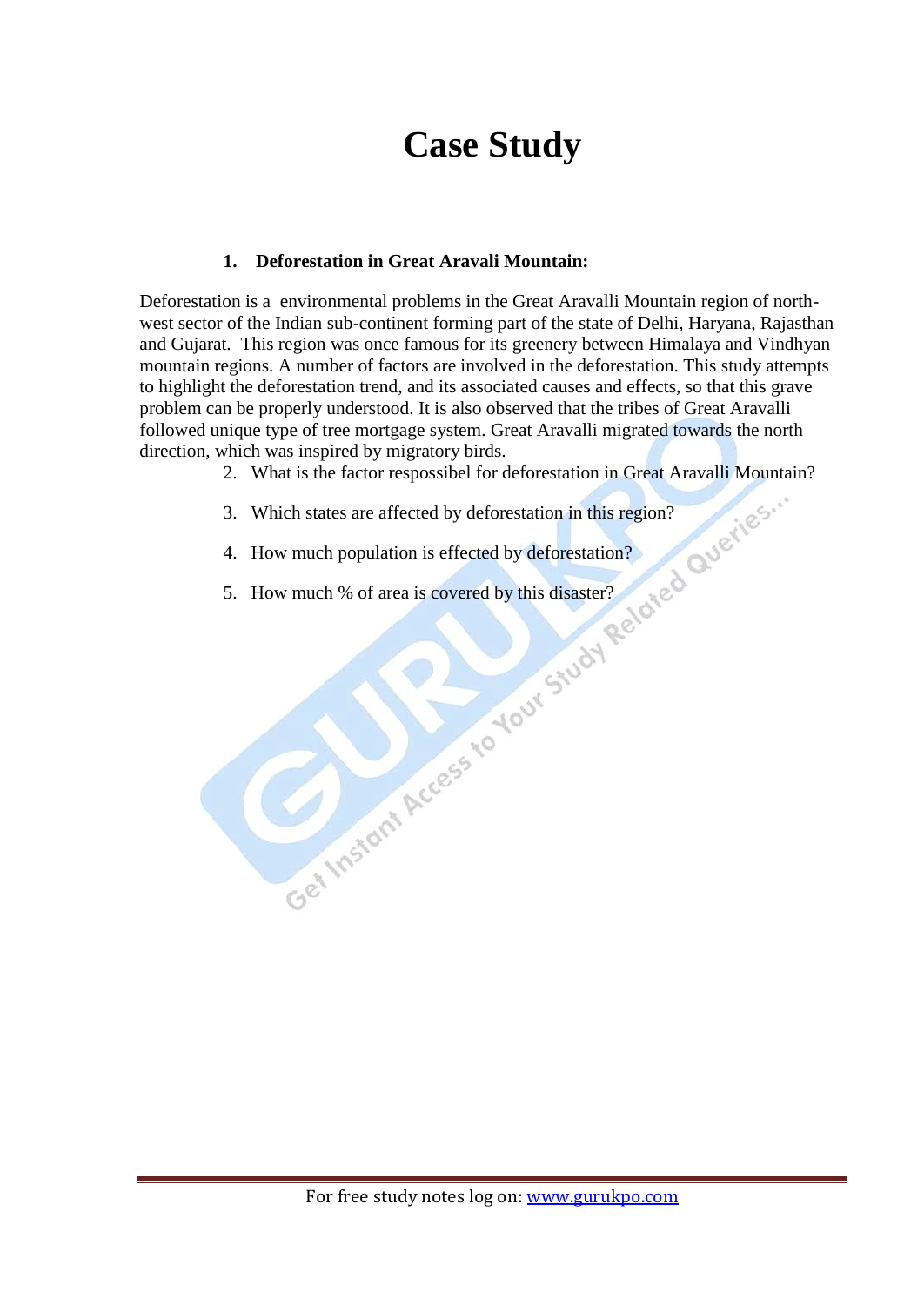# Case Study

1. **Deforestation in Great Aravalli Mountain:**

Deforestation is a  environmental problems in the Great Aravalli Mountain region of north-west sector of the Indian sub-continent forming part of the state of Delhi, Haryana, Rajasthan and Gujarat.  This region was once famous for its greenery between Himalaya and Vindhyan mountain regions. A number of factors are involved in the deforestation. This study attempts to highlight the deforestation trend, and its associated causes and effects, so that this grave problem can be properly understood. It is also observed that the tribes of Great Aravalli followed unique type of tree mortgage system. Great Aravalli migrated towards the north direction, which was inspired by migratory birds.

2. What is the factor respossibel for deforestation in Great Aravalli Mountain?
3. Which states are affected by deforestation in this region?
4. How much population is effected by deforestation?
5. How much % of area is covered by this disaster?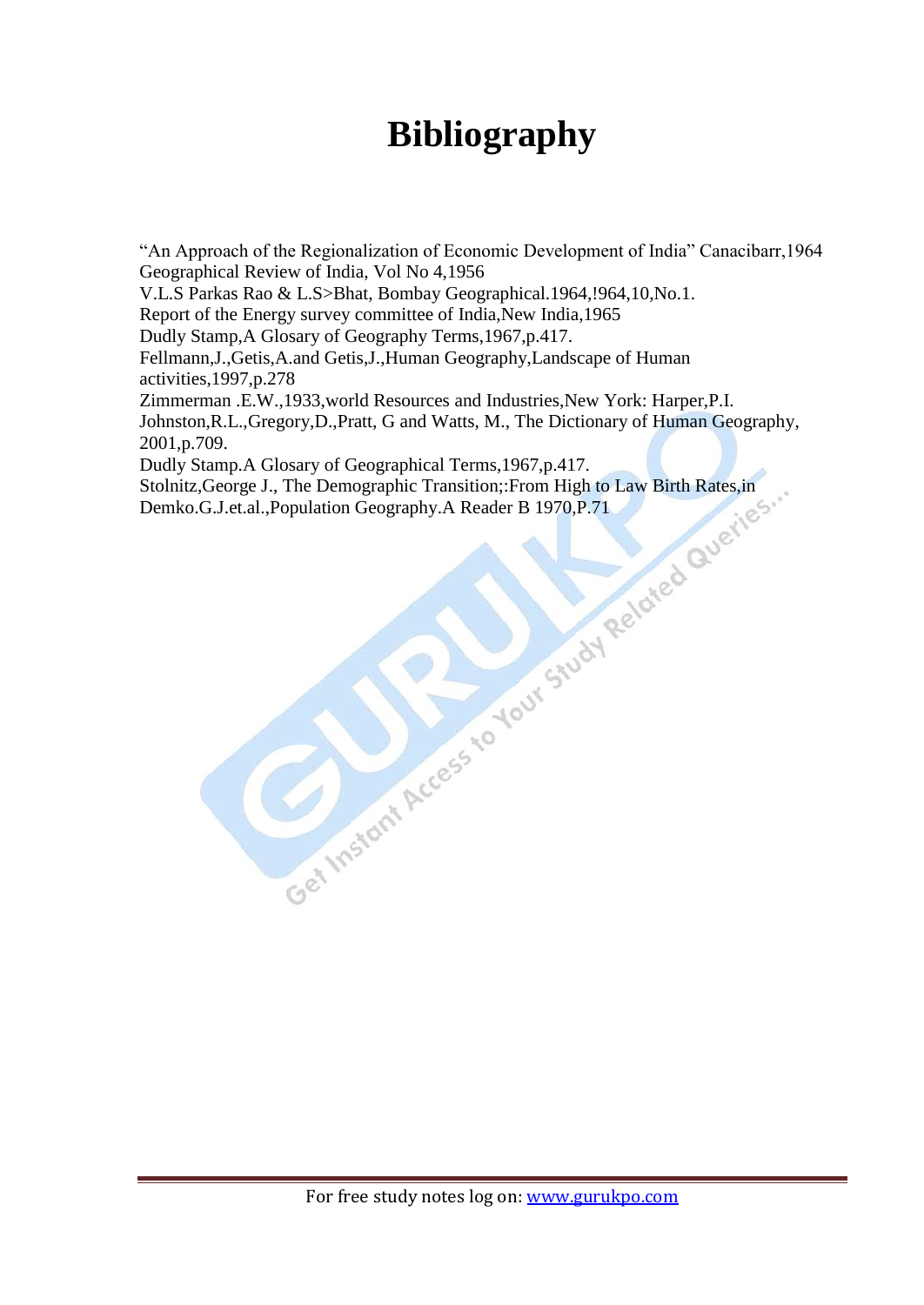# Bibliography

"An Approach of the Regionalization of Economic Development of India" Canacibarr,1964
Geographical Review of India, Vol No 4,1956
V.L.S Parkas Rao & L.S>Bhat, Bombay Geographical.1964,!964,10,No.1.
Report of the Energy survey committee of India,New India,1965
Dudly Stamp,A Glosary of Geography Terms,1967,p.417.
Fellmann,J.,Getis,A.and Getis,J.,Human Geography,Landscape of Human activities,1997,p.278
Zimmerman .E.W.,1933,world Resources and Industries,New York: Harper,P.I.
Johnston,R.L.,Gregory,D.,Pratt, G and Watts, M., The Dictionary of Human Geography, 2001,p.709.
Dudly Stamp.A Glosary of Geographical Terms,1967,p.417.
Stolnitz,George J., The Demographic Transition;:From High to Law Birth Rates,in Demko.G.J.et.al.,Population Geography.A Reader B 1970,P.71